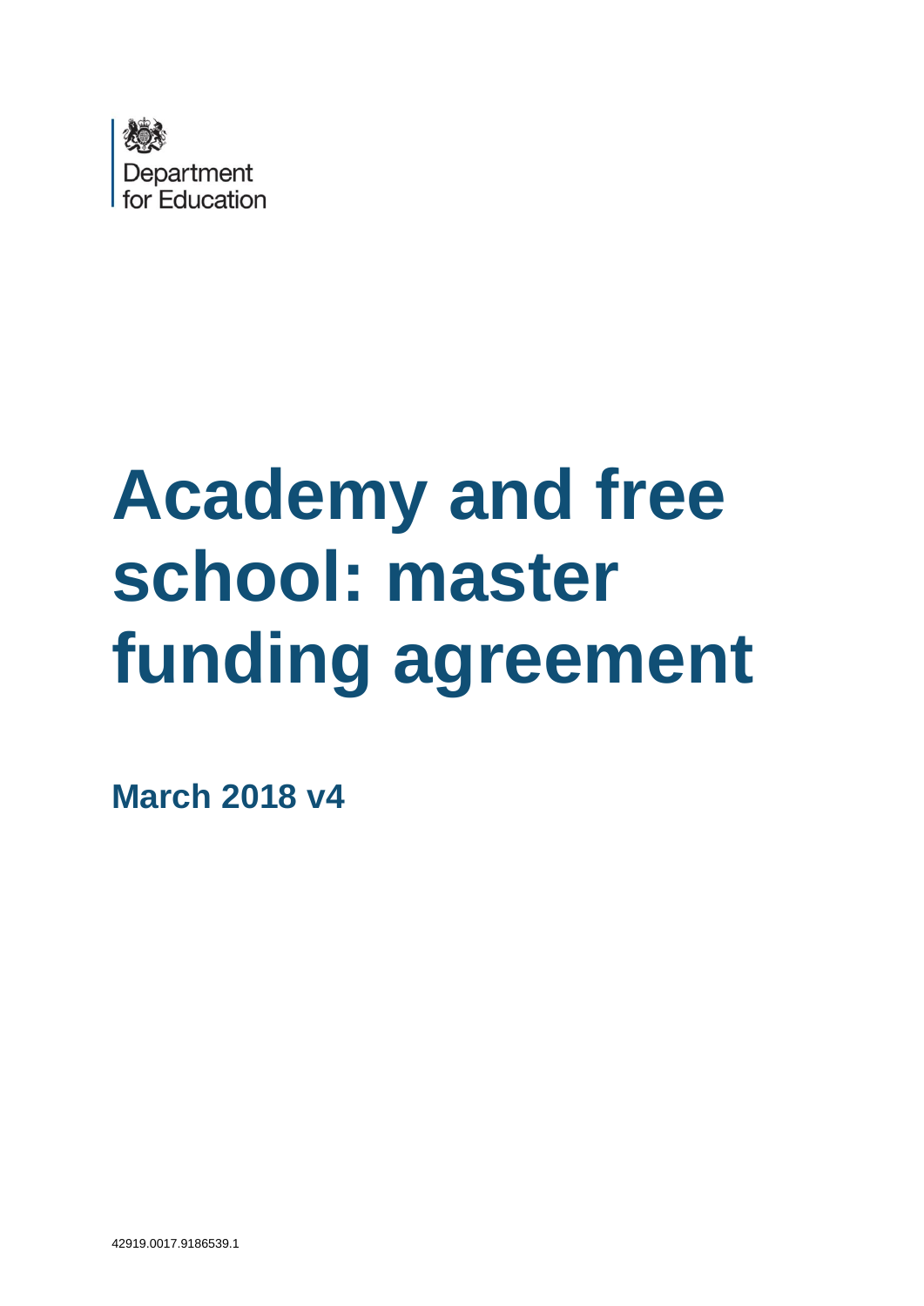Department for Education

# Academy and free school: master funding agreement

**March 2018 v4**

42919.0017.9186539.1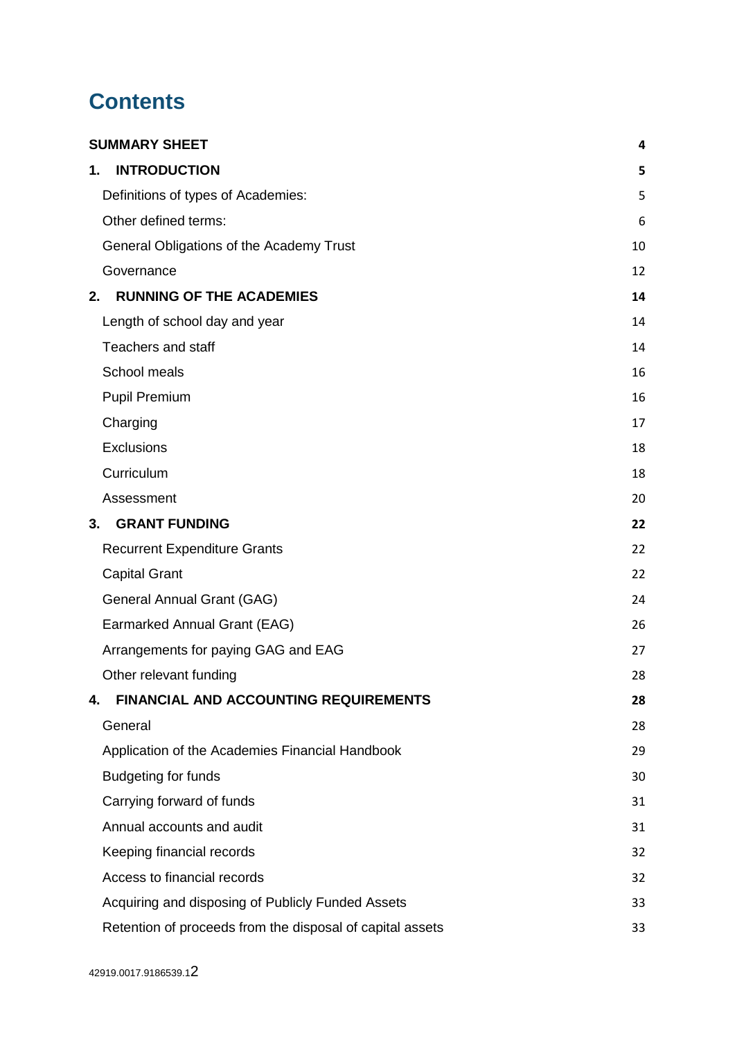# Contents

| | |
|---|---|
| **SUMMARY SHEET** | **4** |
| **1. INTRODUCTION** | **5** |
| Definitions of types of Academies: | 5 |
| Other defined terms: | 6 |
| General Obligations of the Academy Trust | 10 |
| Governance | 12 |
| **2. RUNNING OF THE ACADEMIES** | **14** |
| Length of school day and year | 14 |
| Teachers and staff | 14 |
| School meals | 16 |
| Pupil Premium | 16 |
| Charging | 17 |
| Exclusions | 18 |
| Curriculum | 18 |
| Assessment | 20 |
| **3. GRANT FUNDING** | **22** |
| Recurrent Expenditure Grants | 22 |
| Capital Grant | 22 |
| General Annual Grant (GAG) | 24 |
| Earmarked Annual Grant (EAG) | 26 |
| Arrangements for paying GAG and EAG | 27 |
| Other relevant funding | 28 |
| **4. FINANCIAL AND ACCOUNTING REQUIREMENTS** | **28** |
| General | 28 |
| Application of the Academies Financial Handbook | 29 |
| Budgeting for funds | 30 |
| Carrying forward of funds | 31 |
| Annual accounts and audit | 31 |
| Keeping financial records | 32 |
| Access to financial records | 32 |
| Acquiring and disposing of Publicly Funded Assets | 33 |
| Retention of proceeds from the disposal of capital assets | 33 |

42919.0017.9186539.1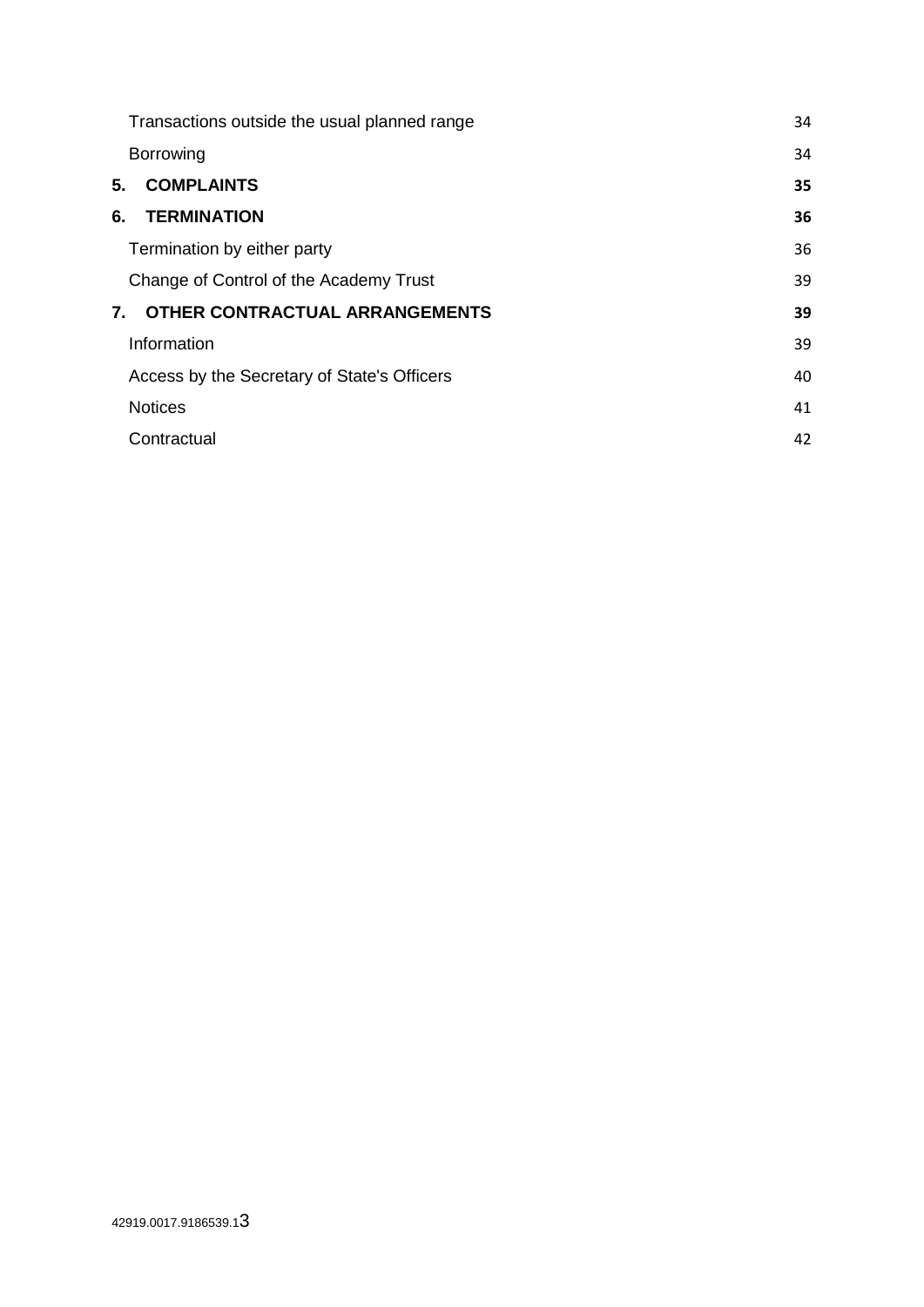Transactions outside the usual planned range 34

Borrowing 34

**5. COMPLAINTS 35**

**6. TERMINATION 36**

Termination by either party 36

Change of Control of the Academy Trust 39

**7. OTHER CONTRACTUAL ARRANGEMENTS 39**

Information 39

Access by the Secretary of State's Officers 40

Notices 41

Contractual 42

42919.0017.9186539.1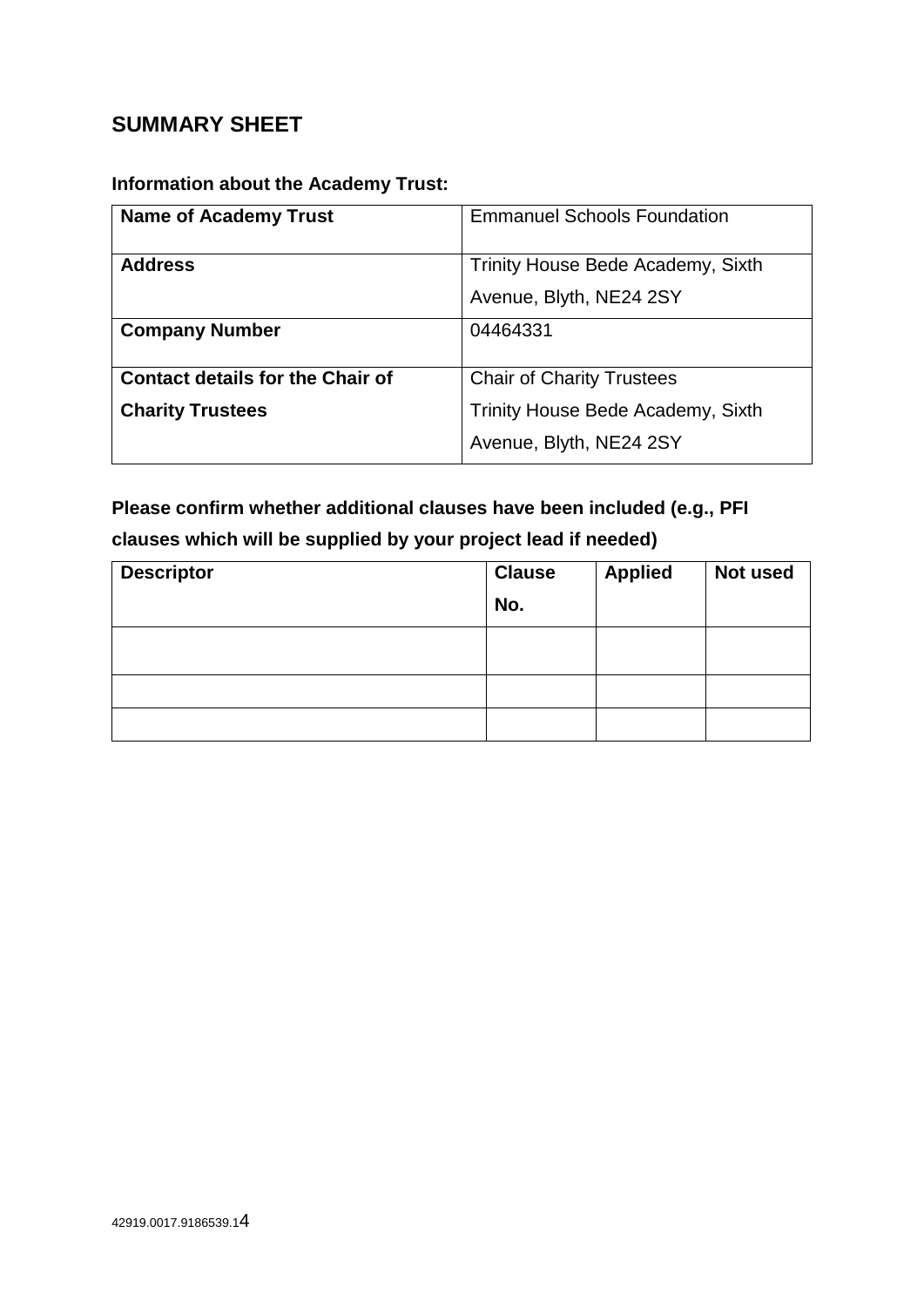## SUMMARY SHEET

**Information about the Academy Trust:**

| **Name of Academy Trust** | Emmanuel Schools Foundation |
|---|---|
| **Address** | Trinity House Bede Academy, Sixth Avenue, Blyth, NE24 2SY |
| **Company Number** | 04464331 |
| **Contact details for the Chair of Charity Trustees** | Chair of Charity Trustees Trinity House Bede Academy, Sixth Avenue, Blyth, NE24 2SY |

**Please confirm whether additional clauses have been included (e.g., PFI clauses which will be supplied by your project lead if needed)**

| Descriptor | Clause No. | Applied | Not used |
|---|---|---|---|
| | | | |
| | | | |
| | | | |

42919.0017.9186539.1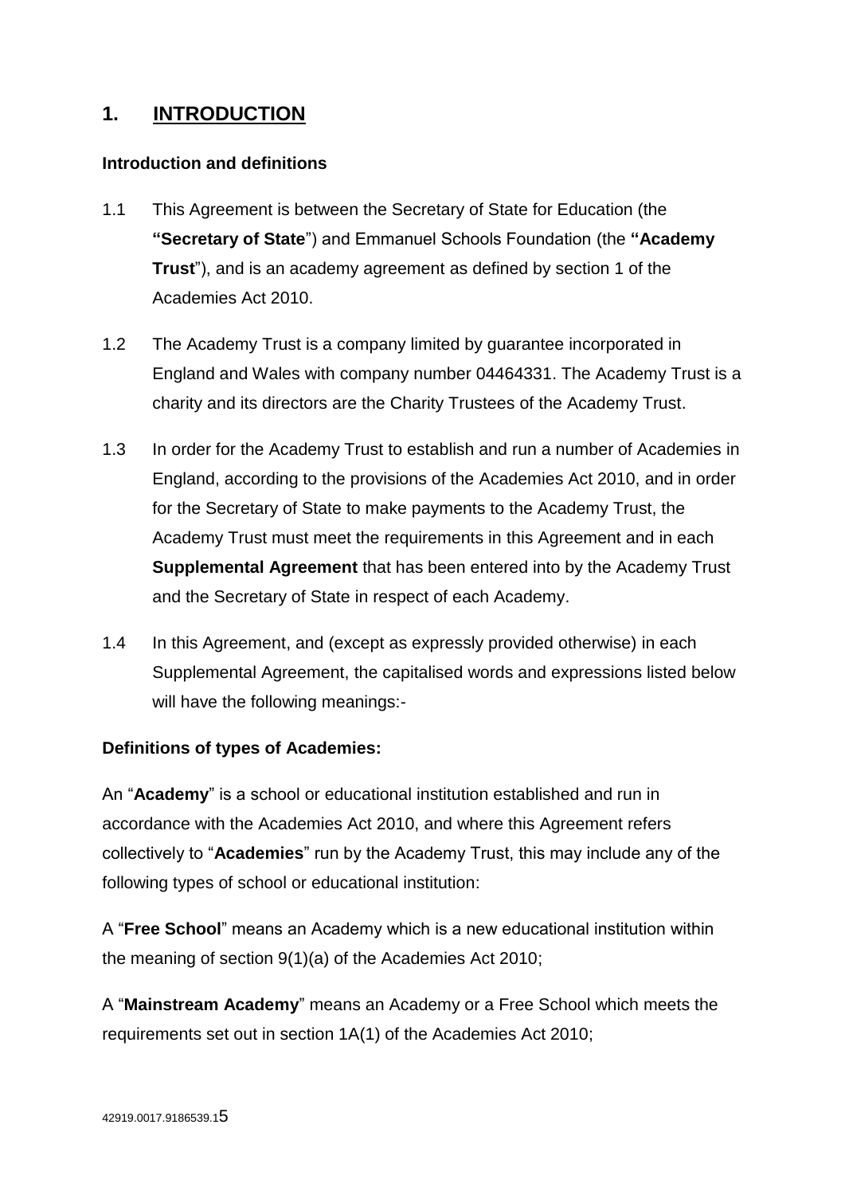## 1. INTRODUCTION

**Introduction and definitions**

1.1 This Agreement is between the Secretary of State for Education (the **"Secretary of State**") and Emmanuel Schools Foundation (the **"Academy Trust**"), and is an academy agreement as defined by section 1 of the Academies Act 2010.

1.2 The Academy Trust is a company limited by guarantee incorporated in England and Wales with company number 04464331. The Academy Trust is a charity and its directors are the Charity Trustees of the Academy Trust.

1.3 In order for the Academy Trust to establish and run a number of Academies in England, according to the provisions of the Academies Act 2010, and in order for the Secretary of State to make payments to the Academy Trust, the Academy Trust must meet the requirements in this Agreement and in each **Supplemental Agreement** that has been entered into by the Academy Trust and the Secretary of State in respect of each Academy.

1.4 In this Agreement, and (except as expressly provided otherwise) in each Supplemental Agreement, the capitalised words and expressions listed below will have the following meanings:-

**Definitions of types of Academies:**

An "**Academy**" is a school or educational institution established and run in accordance with the Academies Act 2010, and where this Agreement refers collectively to "**Academies**" run by the Academy Trust, this may include any of the following types of school or educational institution:

A "**Free School**" means an Academy which is a new educational institution within the meaning of section 9(1)(a) of the Academies Act 2010;

A "**Mainstream Academy**" means an Academy or a Free School which meets the requirements set out in section 1A(1) of the Academies Act 2010;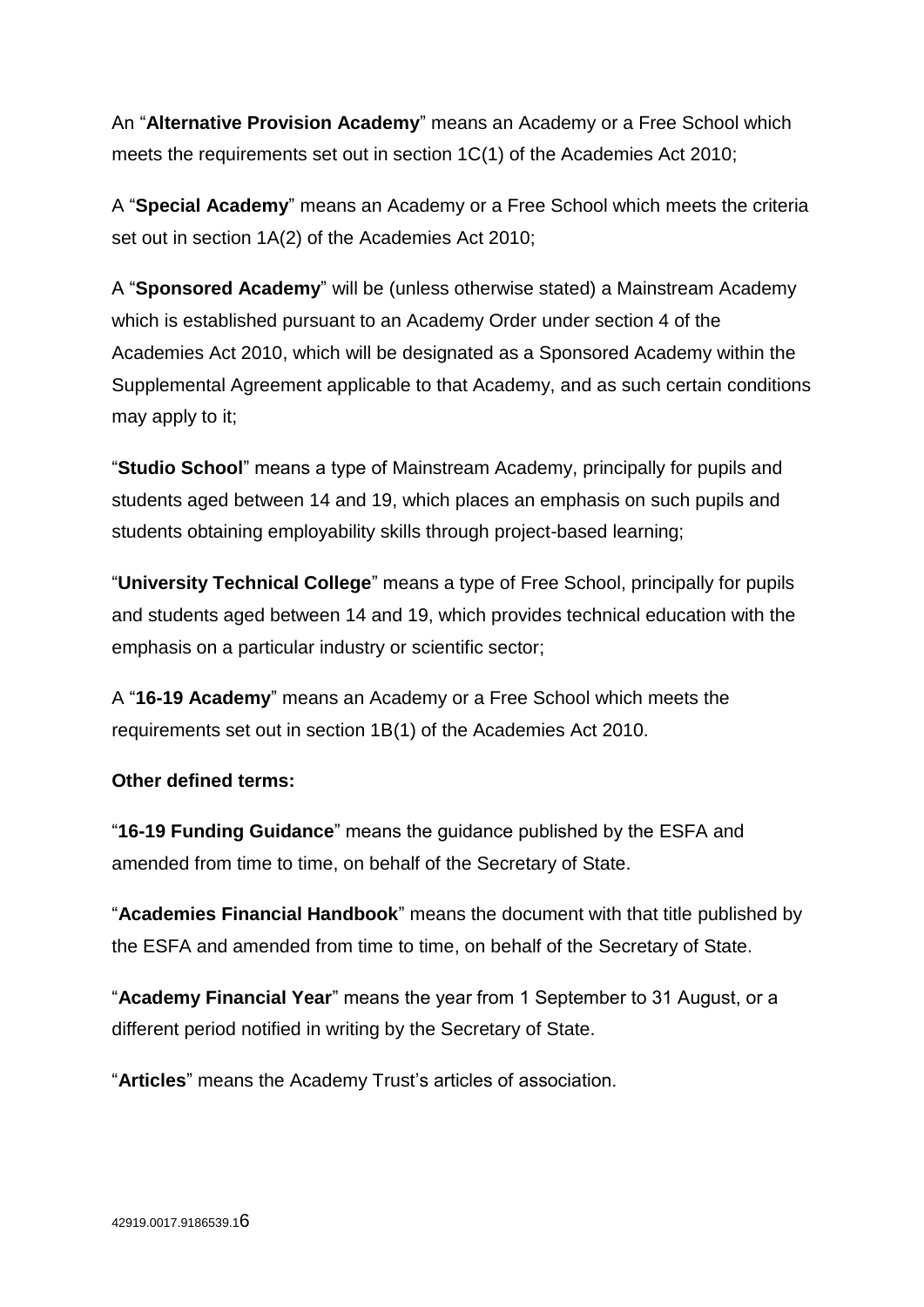An "**Alternative Provision Academy**" means an Academy or a Free School which meets the requirements set out in section 1C(1) of the Academies Act 2010;

A "**Special Academy**" means an Academy or a Free School which meets the criteria set out in section 1A(2) of the Academies Act 2010;

A "**Sponsored Academy**" will be (unless otherwise stated) a Mainstream Academy which is established pursuant to an Academy Order under section 4 of the Academies Act 2010, which will be designated as a Sponsored Academy within the Supplemental Agreement applicable to that Academy, and as such certain conditions may apply to it;

"**Studio School**" means a type of Mainstream Academy, principally for pupils and students aged between 14 and 19, which places an emphasis on such pupils and students obtaining employability skills through project-based learning;

"**University Technical College**" means a type of Free School, principally for pupils and students aged between 14 and 19, which provides technical education with the emphasis on a particular industry or scientific sector;

A "**16-19 Academy**" means an Academy or a Free School which meets the requirements set out in section 1B(1) of the Academies Act 2010.

**Other defined terms:**

"**16-19 Funding Guidance**" means the guidance published by the ESFA and amended from time to time, on behalf of the Secretary of State.

"**Academies Financial Handbook**" means the document with that title published by the ESFA and amended from time to time, on behalf of the Secretary of State.

"**Academy Financial Year**" means the year from 1 September to 31 August, or a different period notified in writing by the Secretary of State.

"**Articles**" means the Academy Trust's articles of association.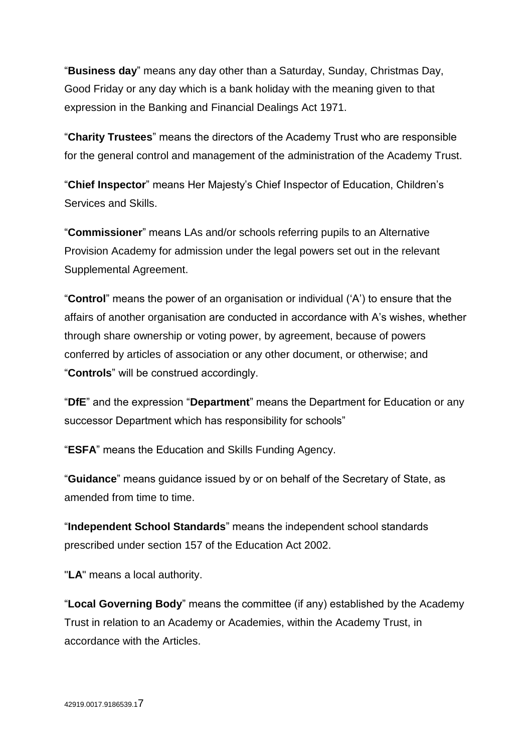“**Business day**” means any day other than a Saturday, Sunday, Christmas Day, Good Friday or any day which is a bank holiday with the meaning given to that expression in the Banking and Financial Dealings Act 1971.

“**Charity Trustees**” means the directors of the Academy Trust who are responsible for the general control and management of the administration of the Academy Trust.

“**Chief Inspector**” means Her Majesty’s Chief Inspector of Education, Children’s Services and Skills.

“**Commissioner**” means LAs and/or schools referring pupils to an Alternative Provision Academy for admission under the legal powers set out in the relevant Supplemental Agreement.

“**Control**” means the power of an organisation or individual (‘A’) to ensure that the affairs of another organisation are conducted in accordance with A’s wishes, whether through share ownership or voting power, by agreement, because of powers conferred by articles of association or any other document, or otherwise; and “**Controls**” will be construed accordingly.

“**DfE**” and the expression “**Department**” means the Department for Education or any successor Department which has responsibility for schools”

“**ESFA**” means the Education and Skills Funding Agency.

“**Guidance**” means guidance issued by or on behalf of the Secretary of State, as amended from time to time.

“**Independent School Standards**” means the independent school standards prescribed under section 157 of the Education Act 2002.

"**LA**" means a local authority.

“**Local Governing Body**” means the committee (if any) established by the Academy Trust in relation to an Academy or Academies, within the Academy Trust, in accordance with the Articles.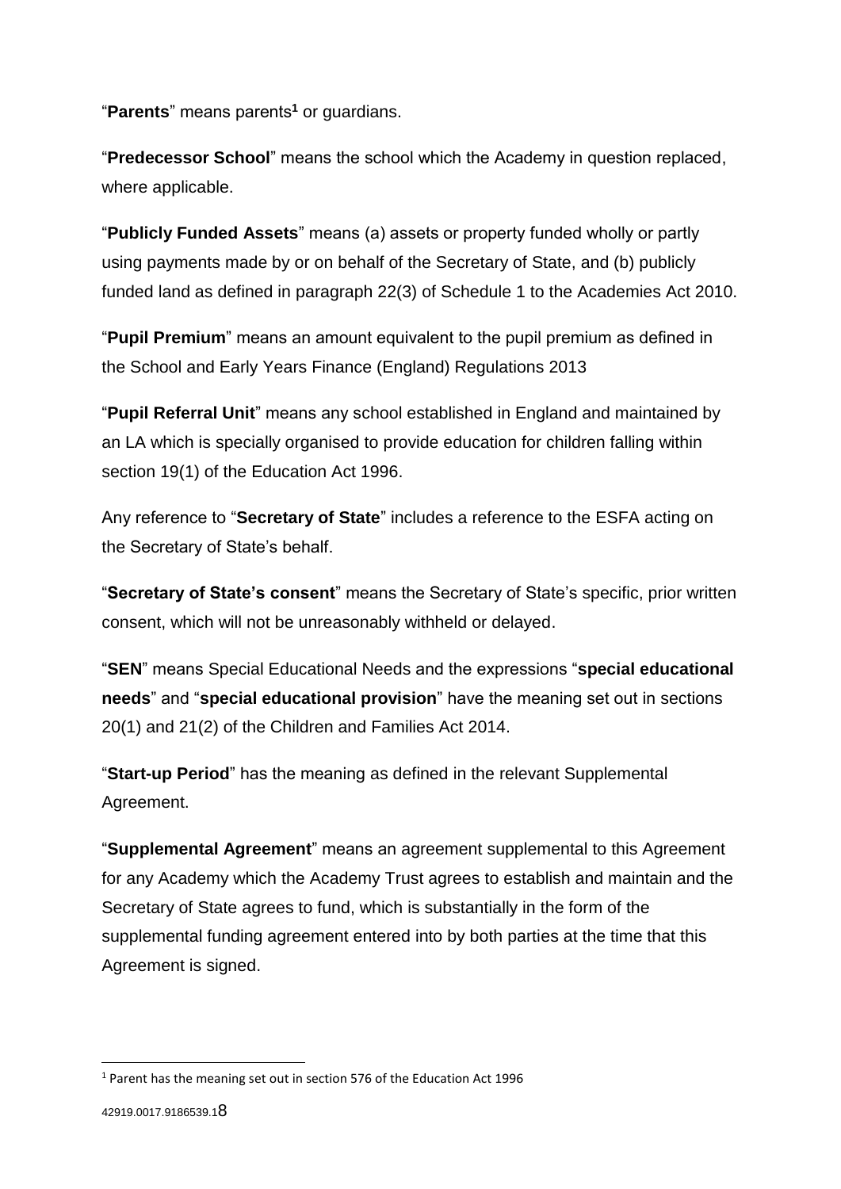"**Parents**" means parents[1] or guardians.

"**Predecessor School**" means the school which the Academy in question replaced, where applicable.

"**Publicly Funded Assets**" means (a) assets or property funded wholly or partly using payments made by or on behalf of the Secretary of State, and (b) publicly funded land as defined in paragraph 22(3) of Schedule 1 to the Academies Act 2010.

"**Pupil Premium**" means an amount equivalent to the pupil premium as defined in the School and Early Years Finance (England) Regulations 2013

"**Pupil Referral Unit**" means any school established in England and maintained by an LA which is specially organised to provide education for children falling within section 19(1) of the Education Act 1996.

Any reference to "**Secretary of State**" includes a reference to the ESFA acting on the Secretary of State's behalf.

"**Secretary of State's consent**" means the Secretary of State's specific, prior written consent, which will not be unreasonably withheld or delayed.

"**SEN**" means Special Educational Needs and the expressions "**special educational needs**" and "**special educational provision**" have the meaning set out in sections 20(1) and 21(2) of the Children and Families Act 2014.

"**Start-up Period**" has the meaning as defined in the relevant Supplemental Agreement.

"**Supplemental Agreement**" means an agreement supplemental to this Agreement for any Academy which the Academy Trust agrees to establish and maintain and the Secretary of State agrees to fund, which is substantially in the form of the supplemental funding agreement entered into by both parties at the time that this Agreement is signed.

---

[1] Parent has the meaning set out in section 576 of the Education Act 1996

42919.0017.9186539.1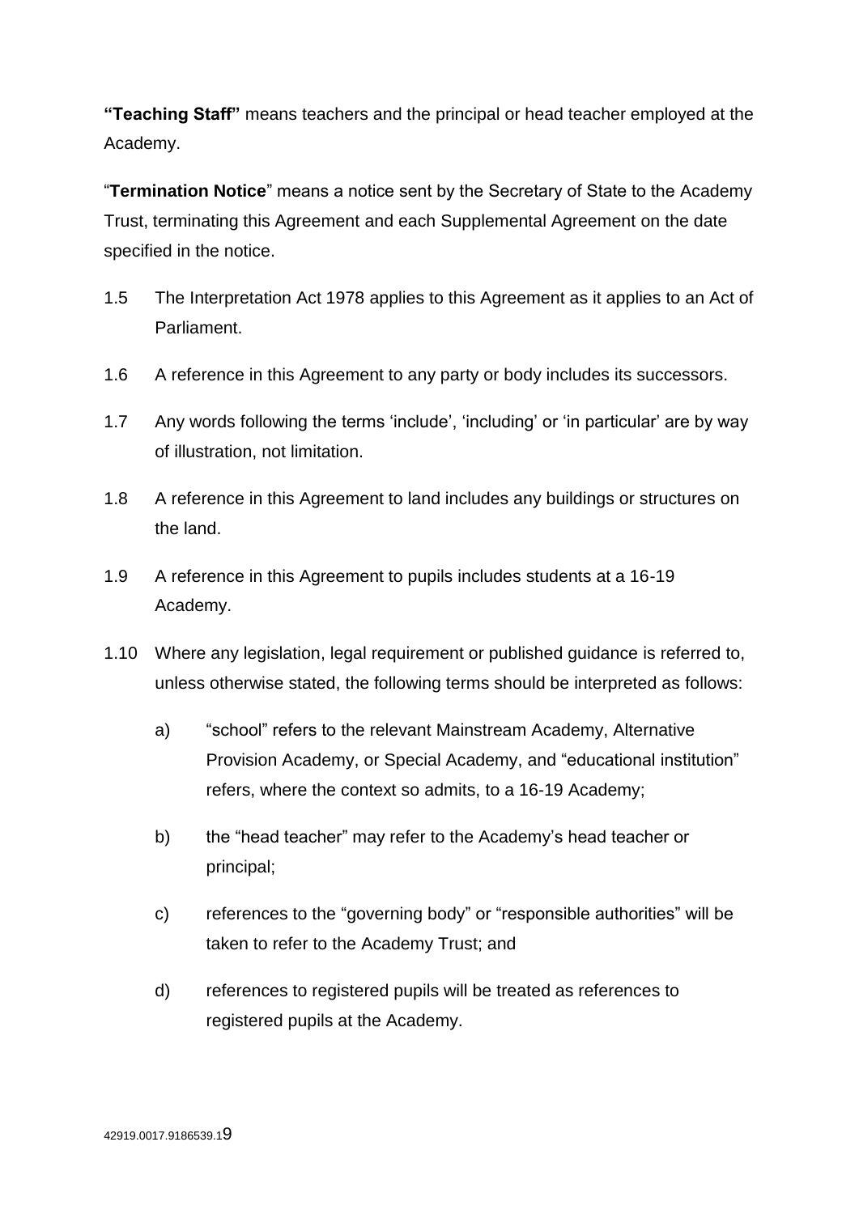**"Teaching Staff"** means teachers and the principal or head teacher employed at the Academy.

"**Termination Notice**" means a notice sent by the Secretary of State to the Academy Trust, terminating this Agreement and each Supplemental Agreement on the date specified in the notice.

1.5 The Interpretation Act 1978 applies to this Agreement as it applies to an Act of Parliament.

1.6 A reference in this Agreement to any party or body includes its successors.

1.7 Any words following the terms 'include', 'including' or 'in particular' are by way of illustration, not limitation.

1.8 A reference in this Agreement to land includes any buildings or structures on the land.

1.9 A reference in this Agreement to pupils includes students at a 16-19 Academy.

1.10 Where any legislation, legal requirement or published guidance is referred to, unless otherwise stated, the following terms should be interpreted as follows:

a) "school" refers to the relevant Mainstream Academy, Alternative Provision Academy, or Special Academy, and "educational institution" refers, where the context so admits, to a 16-19 Academy;

b) the "head teacher" may refer to the Academy's head teacher or principal;

c) references to the "governing body" or "responsible authorities" will be taken to refer to the Academy Trust; and

d) references to registered pupils will be treated as references to registered pupils at the Academy.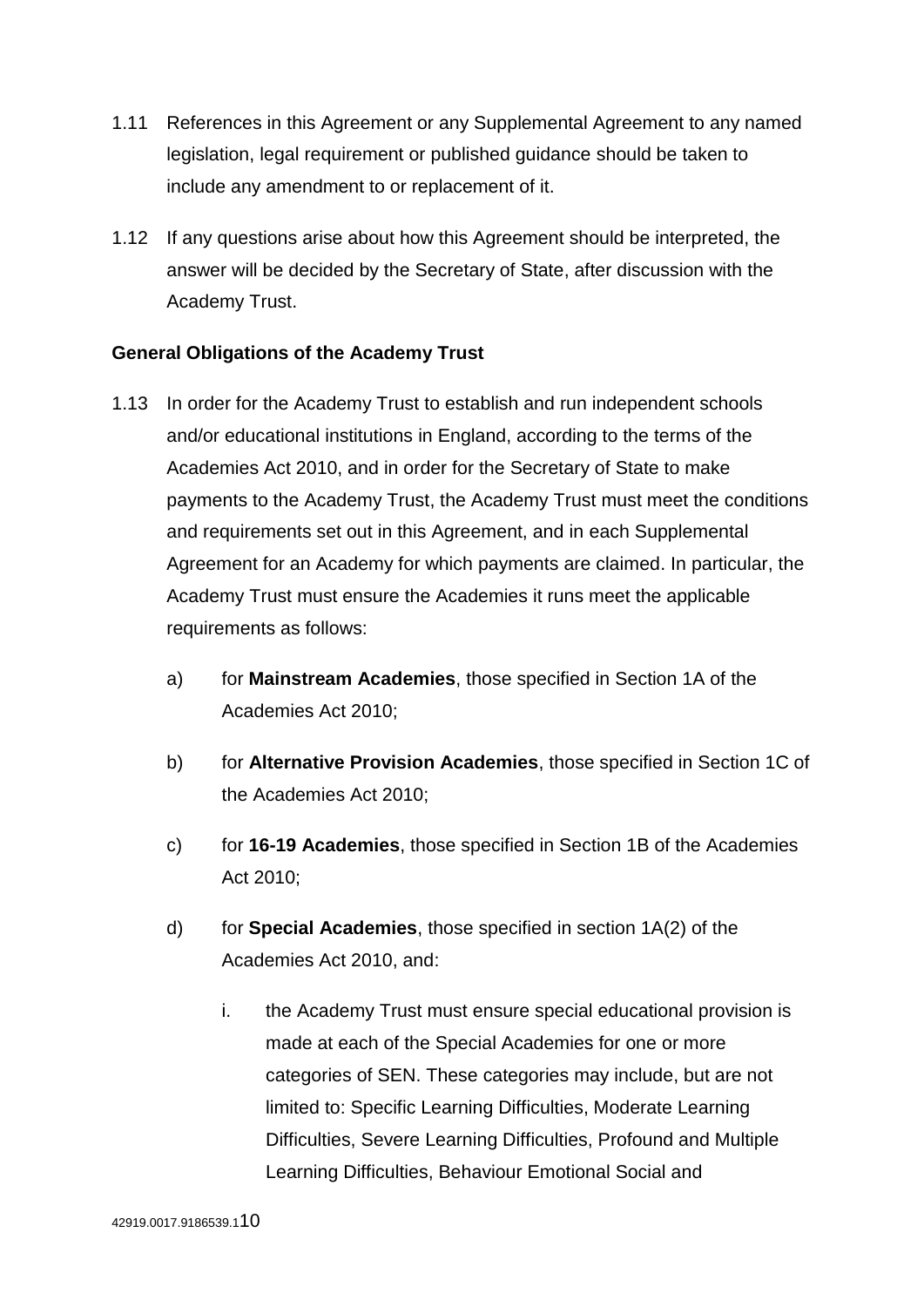1.11 References in this Agreement or any Supplemental Agreement to any named legislation, legal requirement or published guidance should be taken to include any amendment to or replacement of it.

1.12 If any questions arise about how this Agreement should be interpreted, the answer will be decided by the Secretary of State, after discussion with the Academy Trust.

**General Obligations of the Academy Trust**

1.13 In order for the Academy Trust to establish and run independent schools and/or educational institutions in England, according to the terms of the Academies Act 2010, and in order for the Secretary of State to make payments to the Academy Trust, the Academy Trust must meet the conditions and requirements set out in this Agreement, and in each Supplemental Agreement for an Academy for which payments are claimed. In particular, the Academy Trust must ensure the Academies it runs meet the applicable requirements as follows:

   a) for **Mainstream Academies**, those specified in Section 1A of the Academies Act 2010;

   b) for **Alternative Provision Academies**, those specified in Section 1C of the Academies Act 2010;

   c) for **16-19 Academies**, those specified in Section 1B of the Academies Act 2010;

   d) for **Special Academies**, those specified in section 1A(2) of the Academies Act 2010, and:

      i. the Academy Trust must ensure special educational provision is made at each of the Special Academies for one or more categories of SEN. These categories may include, but are not limited to: Specific Learning Difficulties, Moderate Learning Difficulties, Severe Learning Difficulties, Profound and Multiple Learning Difficulties, Behaviour Emotional Social and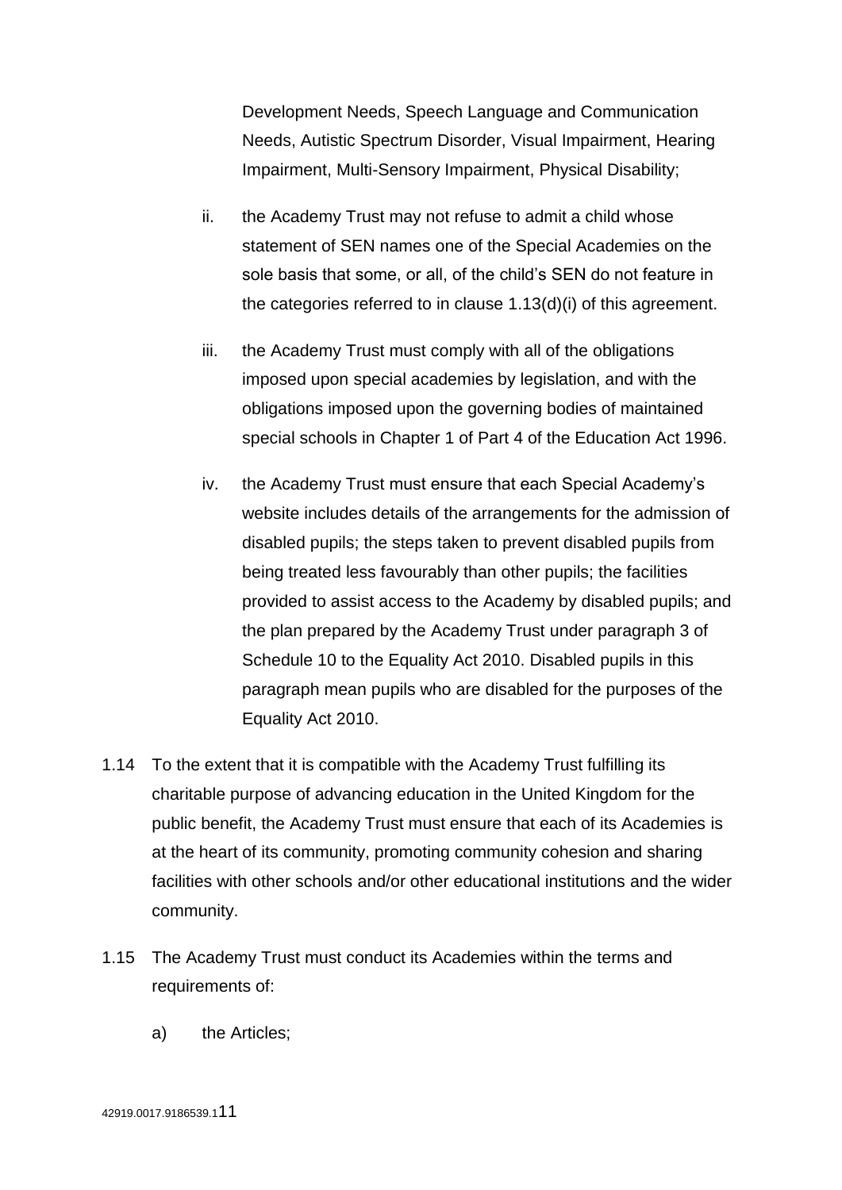Development Needs, Speech Language and Communication Needs, Autistic Spectrum Disorder, Visual Impairment, Hearing Impairment, Multi-Sensory Impairment, Physical Disability;

ii. the Academy Trust may not refuse to admit a child whose statement of SEN names one of the Special Academies on the sole basis that some, or all, of the child's SEN do not feature in the categories referred to in clause 1.13(d)(i) of this agreement.

iii. the Academy Trust must comply with all of the obligations imposed upon special academies by legislation, and with the obligations imposed upon the governing bodies of maintained special schools in Chapter 1 of Part 4 of the Education Act 1996.

iv. the Academy Trust must ensure that each Special Academy's website includes details of the arrangements for the admission of disabled pupils; the steps taken to prevent disabled pupils from being treated less favourably than other pupils; the facilities provided to assist access to the Academy by disabled pupils; and the plan prepared by the Academy Trust under paragraph 3 of Schedule 10 to the Equality Act 2010. Disabled pupils in this paragraph mean pupils who are disabled for the purposes of the Equality Act 2010.

1.14 To the extent that it is compatible with the Academy Trust fulfilling its charitable purpose of advancing education in the United Kingdom for the public benefit, the Academy Trust must ensure that each of its Academies is at the heart of its community, promoting community cohesion and sharing facilities with other schools and/or other educational institutions and the wider community.

1.15 The Academy Trust must conduct its Academies within the terms and requirements of:

a) the Articles;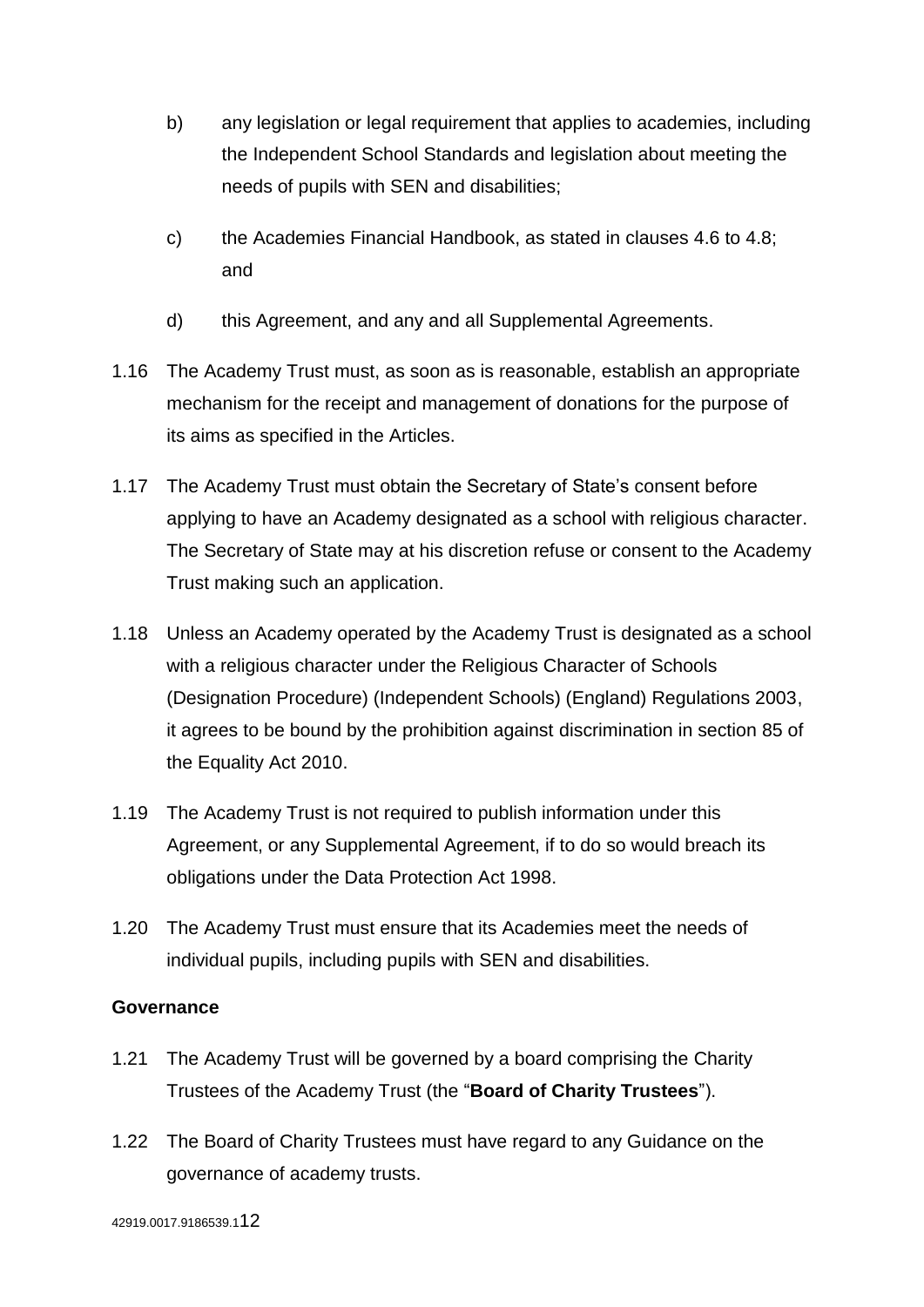b) any legislation or legal requirement that applies to academies, including the Independent School Standards and legislation about meeting the needs of pupils with SEN and disabilities;

c) the Academies Financial Handbook, as stated in clauses 4.6 to 4.8; and

d) this Agreement, and any and all Supplemental Agreements.

1.16 The Academy Trust must, as soon as is reasonable, establish an appropriate mechanism for the receipt and management of donations for the purpose of its aims as specified in the Articles.

1.17 The Academy Trust must obtain the Secretary of State's consent before applying to have an Academy designated as a school with religious character. The Secretary of State may at his discretion refuse or consent to the Academy Trust making such an application.

1.18 Unless an Academy operated by the Academy Trust is designated as a school with a religious character under the Religious Character of Schools (Designation Procedure) (Independent Schools) (England) Regulations 2003, it agrees to be bound by the prohibition against discrimination in section 85 of the Equality Act 2010.

1.19 The Academy Trust is not required to publish information under this Agreement, or any Supplemental Agreement, if to do so would breach its obligations under the Data Protection Act 1998.

1.20 The Academy Trust must ensure that its Academies meet the needs of individual pupils, including pupils with SEN and disabilities.

**Governance**

1.21 The Academy Trust will be governed by a board comprising the Charity Trustees of the Academy Trust (the "**Board of Charity Trustees**").

1.22 The Board of Charity Trustees must have regard to any Guidance on the governance of academy trusts.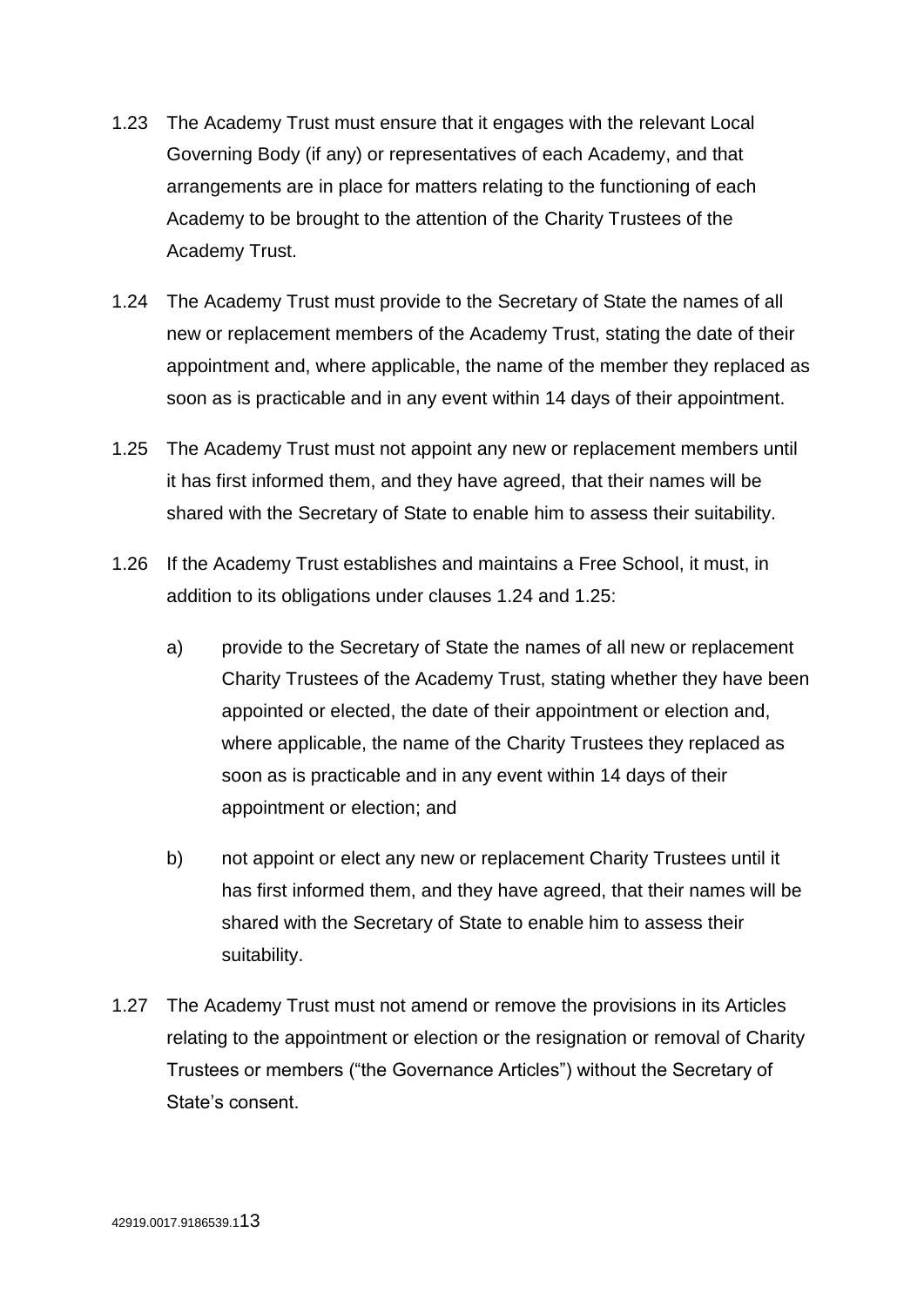1.23 The Academy Trust must ensure that it engages with the relevant Local Governing Body (if any) or representatives of each Academy, and that arrangements are in place for matters relating to the functioning of each Academy to be brought to the attention of the Charity Trustees of the Academy Trust.

1.24 The Academy Trust must provide to the Secretary of State the names of all new or replacement members of the Academy Trust, stating the date of their appointment and, where applicable, the name of the member they replaced as soon as is practicable and in any event within 14 days of their appointment.

1.25 The Academy Trust must not appoint any new or replacement members until it has first informed them, and they have agreed, that their names will be shared with the Secretary of State to enable him to assess their suitability.

1.26 If the Academy Trust establishes and maintains a Free School, it must, in addition to its obligations under clauses 1.24 and 1.25:

a) provide to the Secretary of State the names of all new or replacement Charity Trustees of the Academy Trust, stating whether they have been appointed or elected, the date of their appointment or election and, where applicable, the name of the Charity Trustees they replaced as soon as is practicable and in any event within 14 days of their appointment or election; and

b) not appoint or elect any new or replacement Charity Trustees until it has first informed them, and they have agreed, that their names will be shared with the Secretary of State to enable him to assess their suitability.

1.27 The Academy Trust must not amend or remove the provisions in its Articles relating to the appointment or election or the resignation or removal of Charity Trustees or members ("the Governance Articles") without the Secretary of State's consent.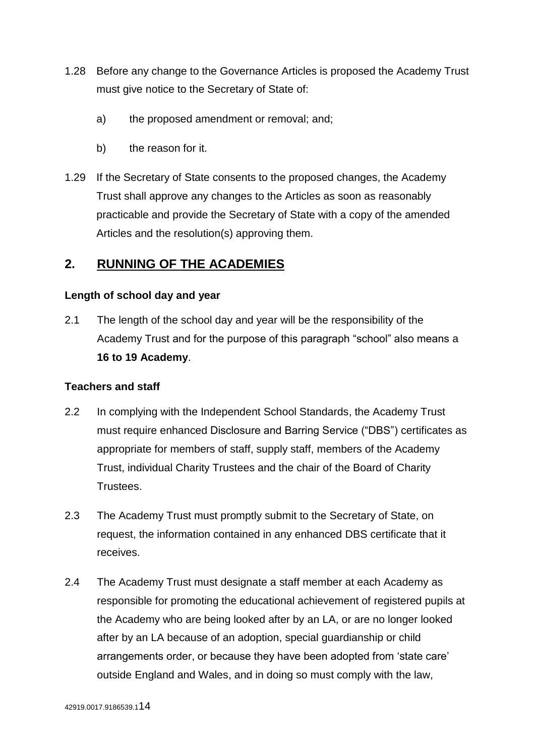1.28 Before any change to the Governance Articles is proposed the Academy Trust must give notice to the Secretary of State of:

a) the proposed amendment or removal; and;

b) the reason for it.

1.29 If the Secretary of State consents to the proposed changes, the Academy Trust shall approve any changes to the Articles as soon as reasonably practicable and provide the Secretary of State with a copy of the amended Articles and the resolution(s) approving them.

## 2. RUNNING OF THE ACADEMIES

**Length of school day and year**

2.1 The length of the school day and year will be the responsibility of the Academy Trust and for the purpose of this paragraph "school" also means a **16 to 19 Academy**.

**Teachers and staff**

2.2 In complying with the Independent School Standards, the Academy Trust must require enhanced Disclosure and Barring Service ("DBS") certificates as appropriate for members of staff, supply staff, members of the Academy Trust, individual Charity Trustees and the chair of the Board of Charity Trustees.

2.3 The Academy Trust must promptly submit to the Secretary of State, on request, the information contained in any enhanced DBS certificate that it receives.

2.4 The Academy Trust must designate a staff member at each Academy as responsible for promoting the educational achievement of registered pupils at the Academy who are being looked after by an LA, or are no longer looked after by an LA because of an adoption, special guardianship or child arrangements order, or because they have been adopted from 'state care' outside England and Wales, and in doing so must comply with the law,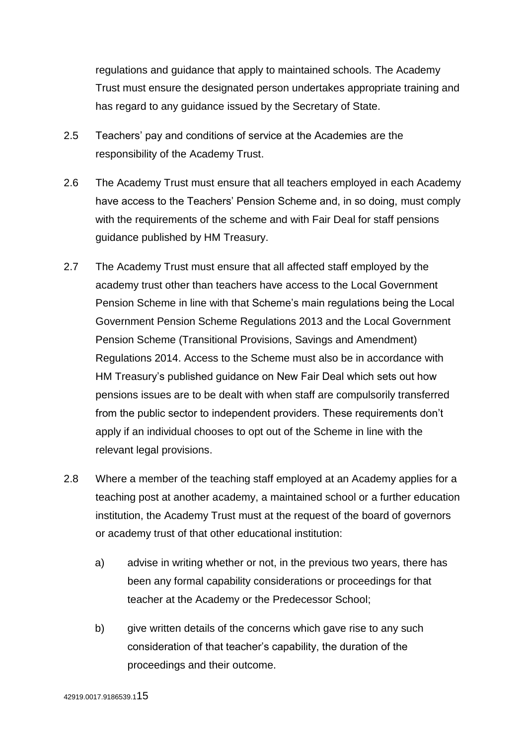regulations and guidance that apply to maintained schools. The Academy Trust must ensure the designated person undertakes appropriate training and has regard to any guidance issued by the Secretary of State.

2.5 Teachers' pay and conditions of service at the Academies are the responsibility of the Academy Trust.

2.6 The Academy Trust must ensure that all teachers employed in each Academy have access to the Teachers' Pension Scheme and, in so doing, must comply with the requirements of the scheme and with Fair Deal for staff pensions guidance published by HM Treasury.

2.7 The Academy Trust must ensure that all affected staff employed by the academy trust other than teachers have access to the Local Government Pension Scheme in line with that Scheme's main regulations being the Local Government Pension Scheme Regulations 2013 and the Local Government Pension Scheme (Transitional Provisions, Savings and Amendment) Regulations 2014. Access to the Scheme must also be in accordance with HM Treasury's published guidance on New Fair Deal which sets out how pensions issues are to be dealt with when staff are compulsorily transferred from the public sector to independent providers. These requirements don't apply if an individual chooses to opt out of the Scheme in line with the relevant legal provisions.

2.8 Where a member of the teaching staff employed at an Academy applies for a teaching post at another academy, a maintained school or a further education institution, the Academy Trust must at the request of the board of governors or academy trust of that other educational institution:

  a) advise in writing whether or not, in the previous two years, there has been any formal capability considerations or proceedings for that teacher at the Academy or the Predecessor School;

  b) give written details of the concerns which gave rise to any such consideration of that teacher's capability, the duration of the proceedings and their outcome.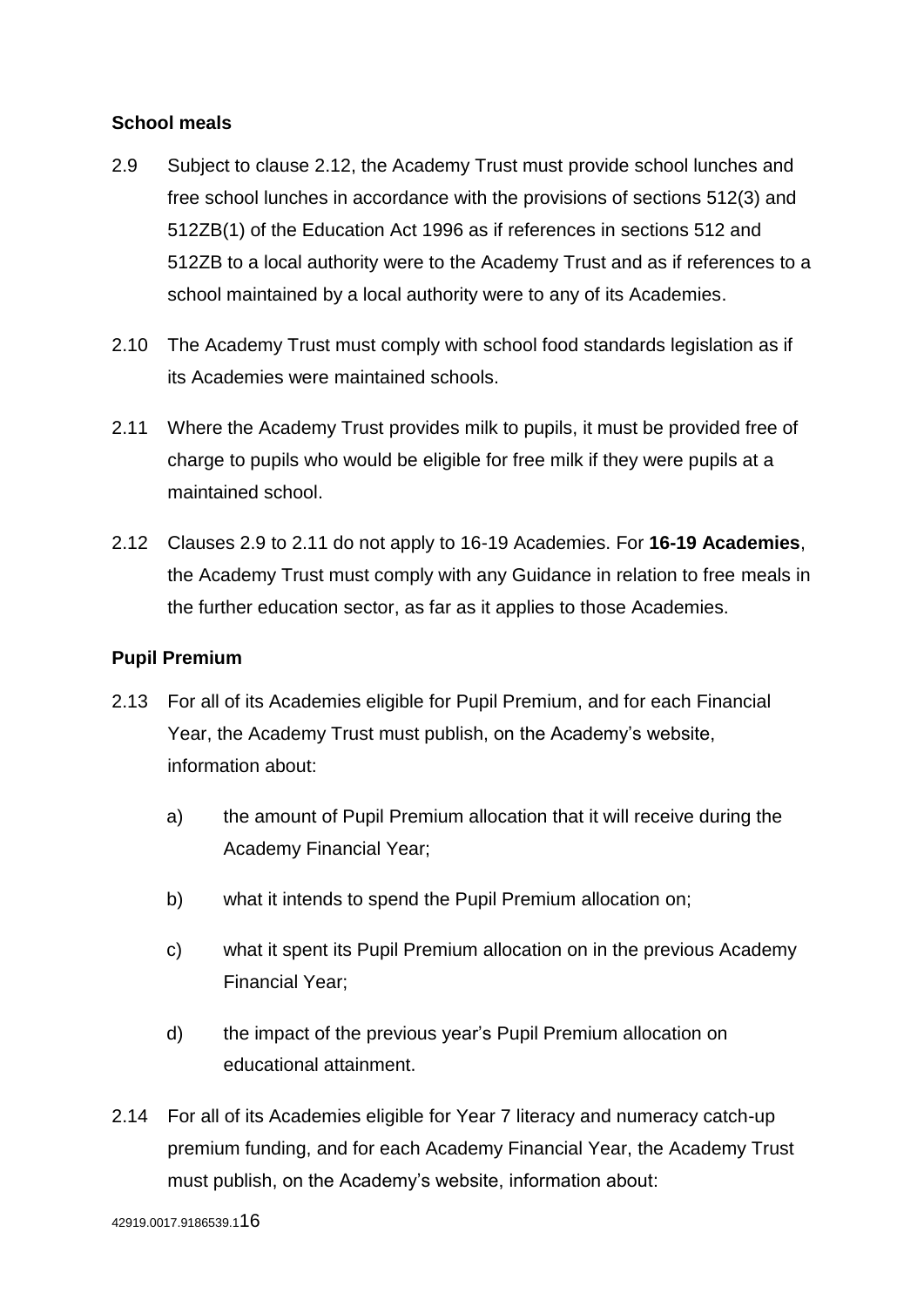**School meals**

2.9 Subject to clause 2.12, the Academy Trust must provide school lunches and free school lunches in accordance with the provisions of sections 512(3) and 512ZB(1) of the Education Act 1996 as if references in sections 512 and 512ZB to a local authority were to the Academy Trust and as if references to a school maintained by a local authority were to any of its Academies.

2.10 The Academy Trust must comply with school food standards legislation as if its Academies were maintained schools.

2.11 Where the Academy Trust provides milk to pupils, it must be provided free of charge to pupils who would be eligible for free milk if they were pupils at a maintained school.

2.12 Clauses 2.9 to 2.11 do not apply to 16-19 Academies. For **16-19 Academies**, the Academy Trust must comply with any Guidance in relation to free meals in the further education sector, as far as it applies to those Academies.

**Pupil Premium**

2.13 For all of its Academies eligible for Pupil Premium, and for each Financial Year, the Academy Trust must publish, on the Academy's website, information about:

a) the amount of Pupil Premium allocation that it will receive during the Academy Financial Year;

b) what it intends to spend the Pupil Premium allocation on;

c) what it spent its Pupil Premium allocation on in the previous Academy Financial Year;

d) the impact of the previous year's Pupil Premium allocation on educational attainment.

2.14 For all of its Academies eligible for Year 7 literacy and numeracy catch-up premium funding, and for each Academy Financial Year, the Academy Trust must publish, on the Academy's website, information about: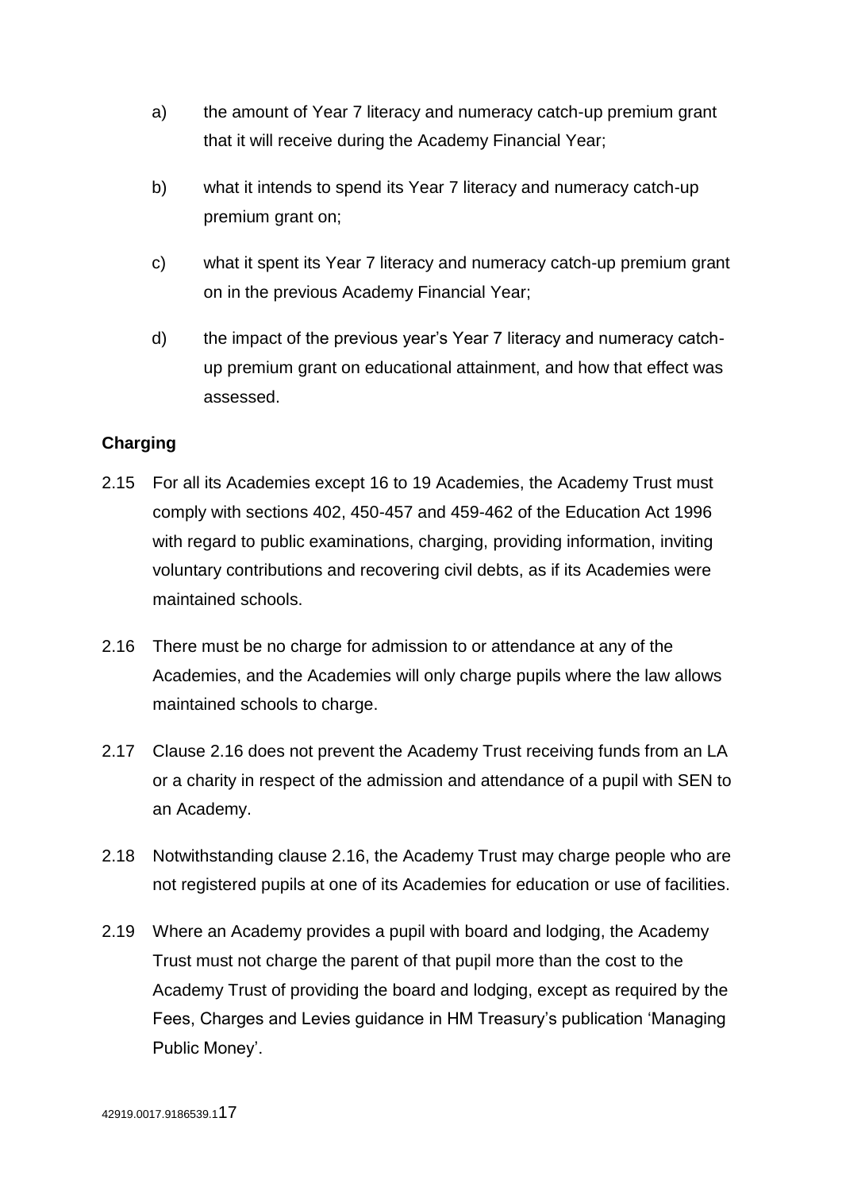a) the amount of Year 7 literacy and numeracy catch-up premium grant that it will receive during the Academy Financial Year;

b) what it intends to spend its Year 7 literacy and numeracy catch-up premium grant on;

c) what it spent its Year 7 literacy and numeracy catch-up premium grant on in the previous Academy Financial Year;

d) the impact of the previous year's Year 7 literacy and numeracy catch-up premium grant on educational attainment, and how that effect was assessed.

**Charging**

2.15 For all its Academies except 16 to 19 Academies, the Academy Trust must comply with sections 402, 450-457 and 459-462 of the Education Act 1996 with regard to public examinations, charging, providing information, inviting voluntary contributions and recovering civil debts, as if its Academies were maintained schools.

2.16 There must be no charge for admission to or attendance at any of the Academies, and the Academies will only charge pupils where the law allows maintained schools to charge.

2.17 Clause 2.16 does not prevent the Academy Trust receiving funds from an LA or a charity in respect of the admission and attendance of a pupil with SEN to an Academy.

2.18 Notwithstanding clause 2.16, the Academy Trust may charge people who are not registered pupils at one of its Academies for education or use of facilities.

2.19 Where an Academy provides a pupil with board and lodging, the Academy Trust must not charge the parent of that pupil more than the cost to the Academy Trust of providing the board and lodging, except as required by the Fees, Charges and Levies guidance in HM Treasury's publication 'Managing Public Money'.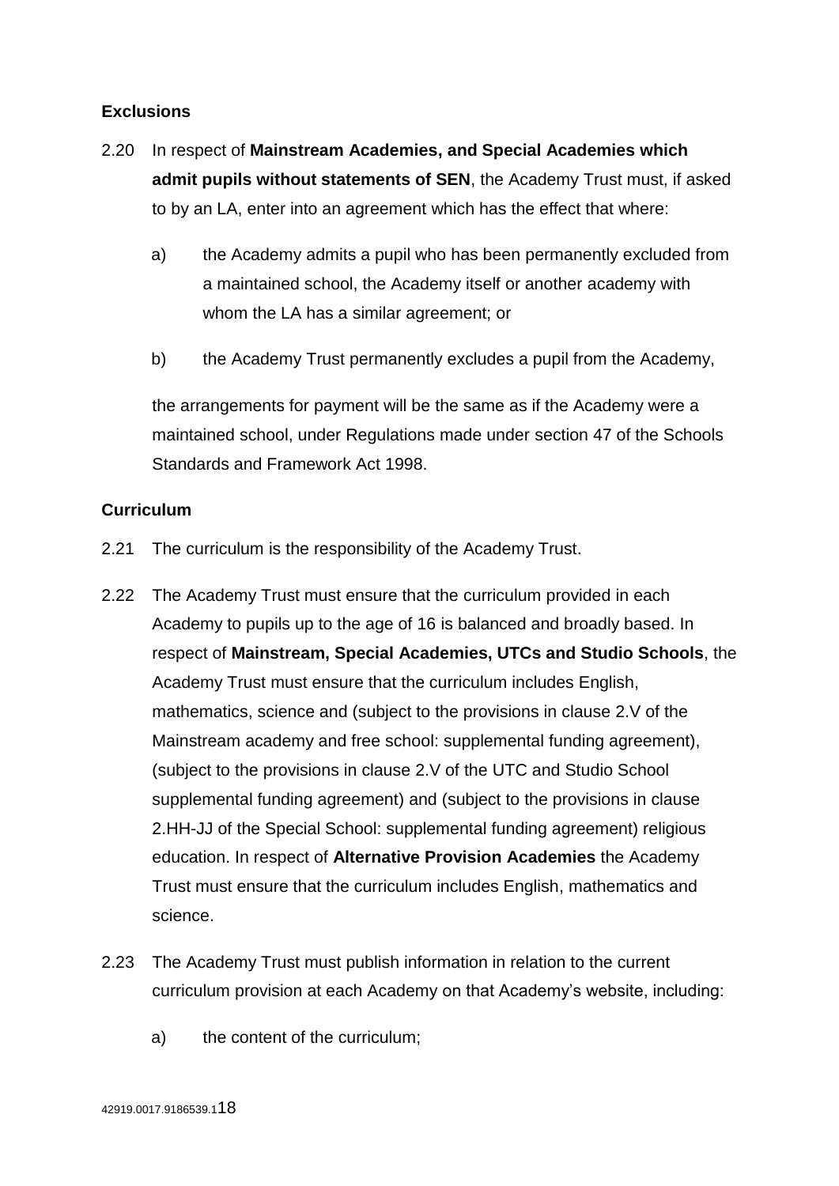**Exclusions**

2.20 In respect of **Mainstream Academies, and Special Academies which admit pupils without statements of SEN**, the Academy Trust must, if asked to by an LA, enter into an agreement which has the effect that where:

a) the Academy admits a pupil who has been permanently excluded from a maintained school, the Academy itself or another academy with whom the LA has a similar agreement; or

b) the Academy Trust permanently excludes a pupil from the Academy,

the arrangements for payment will be the same as if the Academy were a maintained school, under Regulations made under section 47 of the Schools Standards and Framework Act 1998.

**Curriculum**

2.21 The curriculum is the responsibility of the Academy Trust.

2.22 The Academy Trust must ensure that the curriculum provided in each Academy to pupils up to the age of 16 is balanced and broadly based. In respect of **Mainstream, Special Academies, UTCs and Studio Schools**, the Academy Trust must ensure that the curriculum includes English, mathematics, science and (subject to the provisions in clause 2.V of the Mainstream academy and free school: supplemental funding agreement), (subject to the provisions in clause 2.V of the UTC and Studio School supplemental funding agreement) and (subject to the provisions in clause 2.HH-JJ of the Special School: supplemental funding agreement) religious education. In respect of **Alternative Provision Academies** the Academy Trust must ensure that the curriculum includes English, mathematics and science.

2.23 The Academy Trust must publish information in relation to the current curriculum provision at each Academy on that Academy's website, including:

a) the content of the curriculum;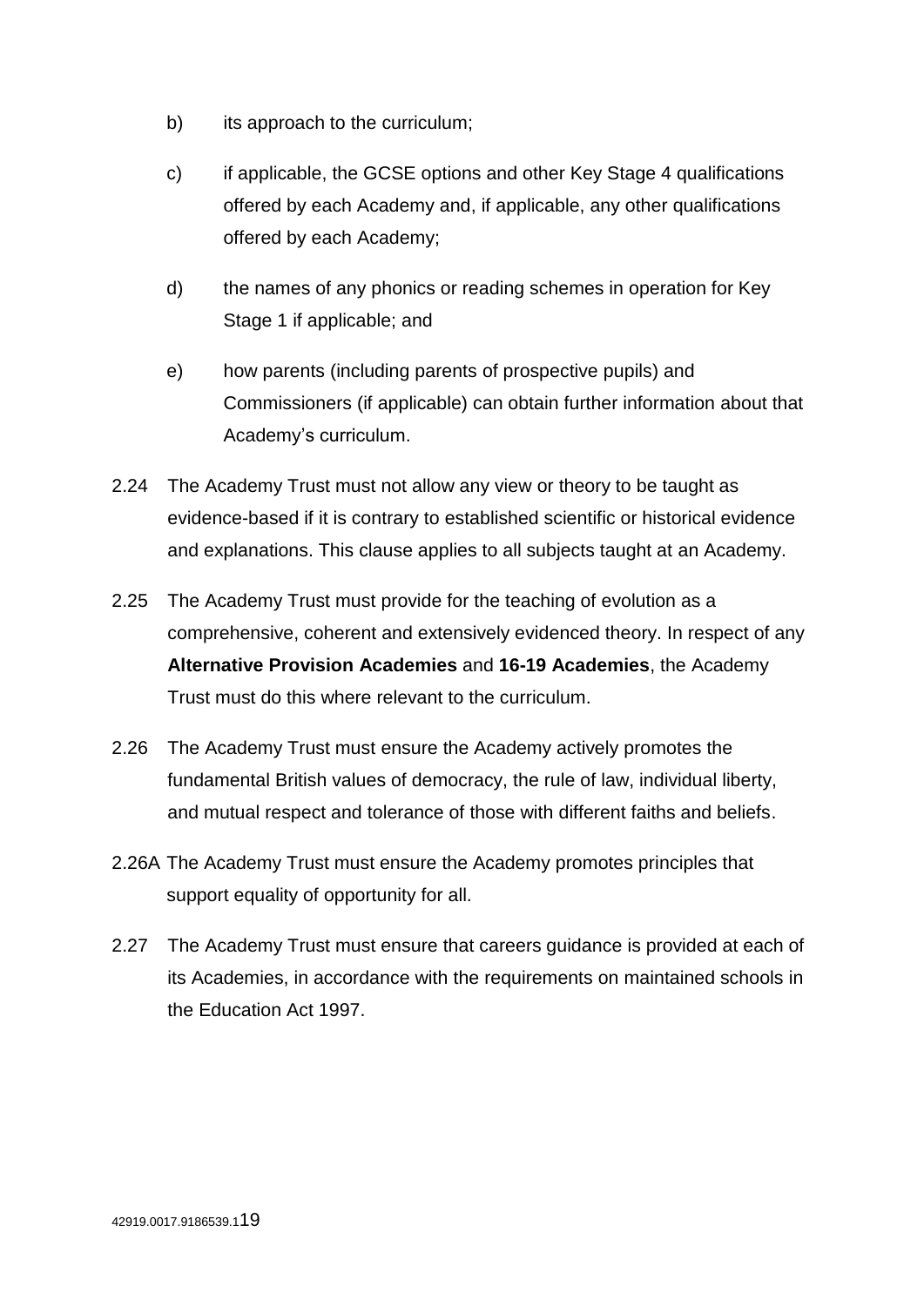b) its approach to the curriculum;

c) if applicable, the GCSE options and other Key Stage 4 qualifications offered by each Academy and, if applicable, any other qualifications offered by each Academy;

d) the names of any phonics or reading schemes in operation for Key Stage 1 if applicable; and

e) how parents (including parents of prospective pupils) and Commissioners (if applicable) can obtain further information about that Academy's curriculum.

2.24 The Academy Trust must not allow any view or theory to be taught as evidence-based if it is contrary to established scientific or historical evidence and explanations. This clause applies to all subjects taught at an Academy.

2.25 The Academy Trust must provide for the teaching of evolution as a comprehensive, coherent and extensively evidenced theory. In respect of any **Alternative Provision Academies** and **16-19 Academies**, the Academy Trust must do this where relevant to the curriculum.

2.26 The Academy Trust must ensure the Academy actively promotes the fundamental British values of democracy, the rule of law, individual liberty, and mutual respect and tolerance of those with different faiths and beliefs.

2.26A The Academy Trust must ensure the Academy promotes principles that support equality of opportunity for all.

2.27 The Academy Trust must ensure that careers guidance is provided at each of its Academies, in accordance with the requirements on maintained schools in the Education Act 1997.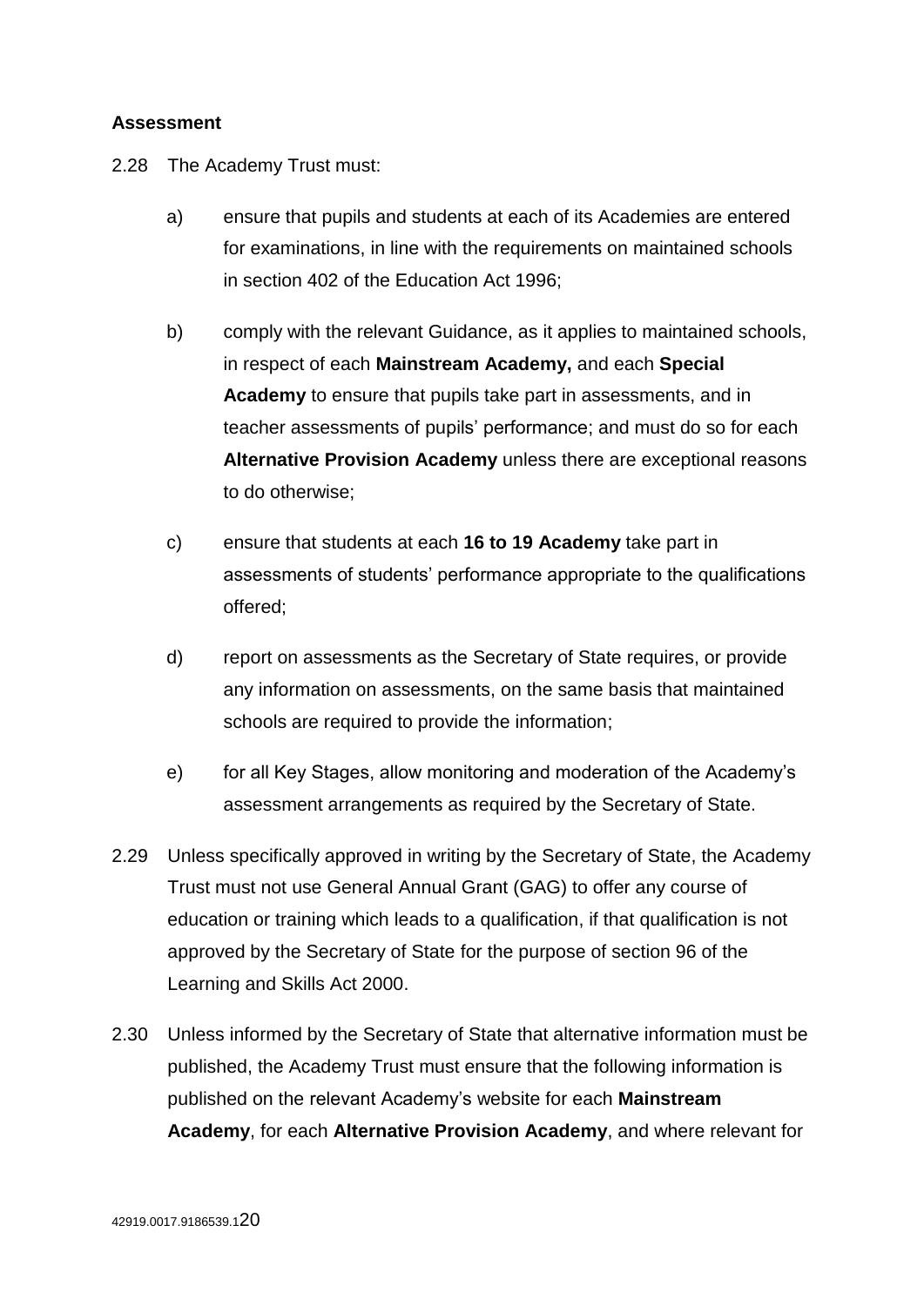**Assessment**

2.28 The Academy Trust must:

a) ensure that pupils and students at each of its Academies are entered for examinations, in line with the requirements on maintained schools in section 402 of the Education Act 1996;

b) comply with the relevant Guidance, as it applies to maintained schools, in respect of each **Mainstream Academy,** and each **Special Academy** to ensure that pupils take part in assessments, and in teacher assessments of pupils' performance; and must do so for each **Alternative Provision Academy** unless there are exceptional reasons to do otherwise;

c) ensure that students at each **16 to 19 Academy** take part in assessments of students' performance appropriate to the qualifications offered;

d) report on assessments as the Secretary of State requires, or provide any information on assessments, on the same basis that maintained schools are required to provide the information;

e) for all Key Stages, allow monitoring and moderation of the Academy's assessment arrangements as required by the Secretary of State.

2.29 Unless specifically approved in writing by the Secretary of State, the Academy Trust must not use General Annual Grant (GAG) to offer any course of education or training which leads to a qualification, if that qualification is not approved by the Secretary of State for the purpose of section 96 of the Learning and Skills Act 2000.

2.30 Unless informed by the Secretary of State that alternative information must be published, the Academy Trust must ensure that the following information is published on the relevant Academy's website for each **Mainstream Academy**, for each **Alternative Provision Academy**, and where relevant for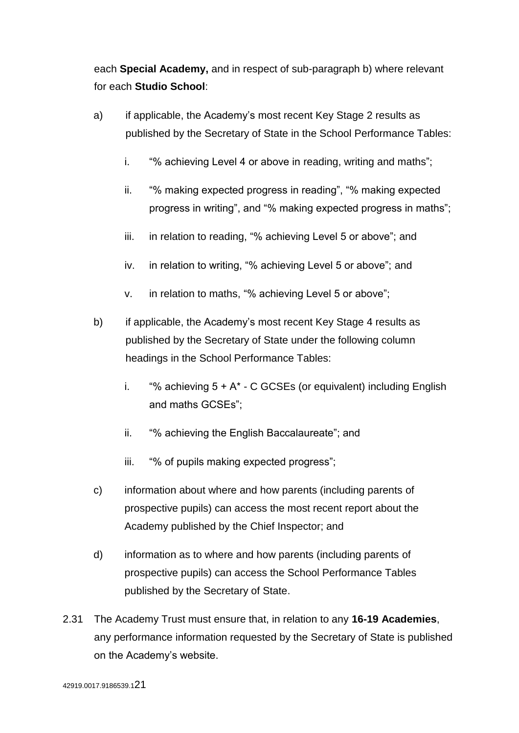each **Special Academy,** and in respect of sub-paragraph b) where relevant for each **Studio School**:

a) if applicable, the Academy's most recent Key Stage 2 results as published by the Secretary of State in the School Performance Tables:

   i. "% achieving Level 4 or above in reading, writing and maths";

   ii. "% making expected progress in reading", "% making expected progress in writing", and "% making expected progress in maths";

   iii. in relation to reading, "% achieving Level 5 or above"; and

   iv. in relation to writing, "% achieving Level 5 or above"; and

   v. in relation to maths, "% achieving Level 5 or above";

b) if applicable, the Academy's most recent Key Stage 4 results as published by the Secretary of State under the following column headings in the School Performance Tables:

   i. "% achieving 5 + A* - C GCSEs (or equivalent) including English and maths GCSEs";

   ii. "% achieving the English Baccalaureate"; and

   iii. "% of pupils making expected progress";

c) information about where and how parents (including parents of prospective pupils) can access the most recent report about the Academy published by the Chief Inspector; and

d) information as to where and how parents (including parents of prospective pupils) can access the School Performance Tables published by the Secretary of State.

2.31 The Academy Trust must ensure that, in relation to any **16-19 Academies**, any performance information requested by the Secretary of State is published on the Academy's website.

42919.0017.9186539.1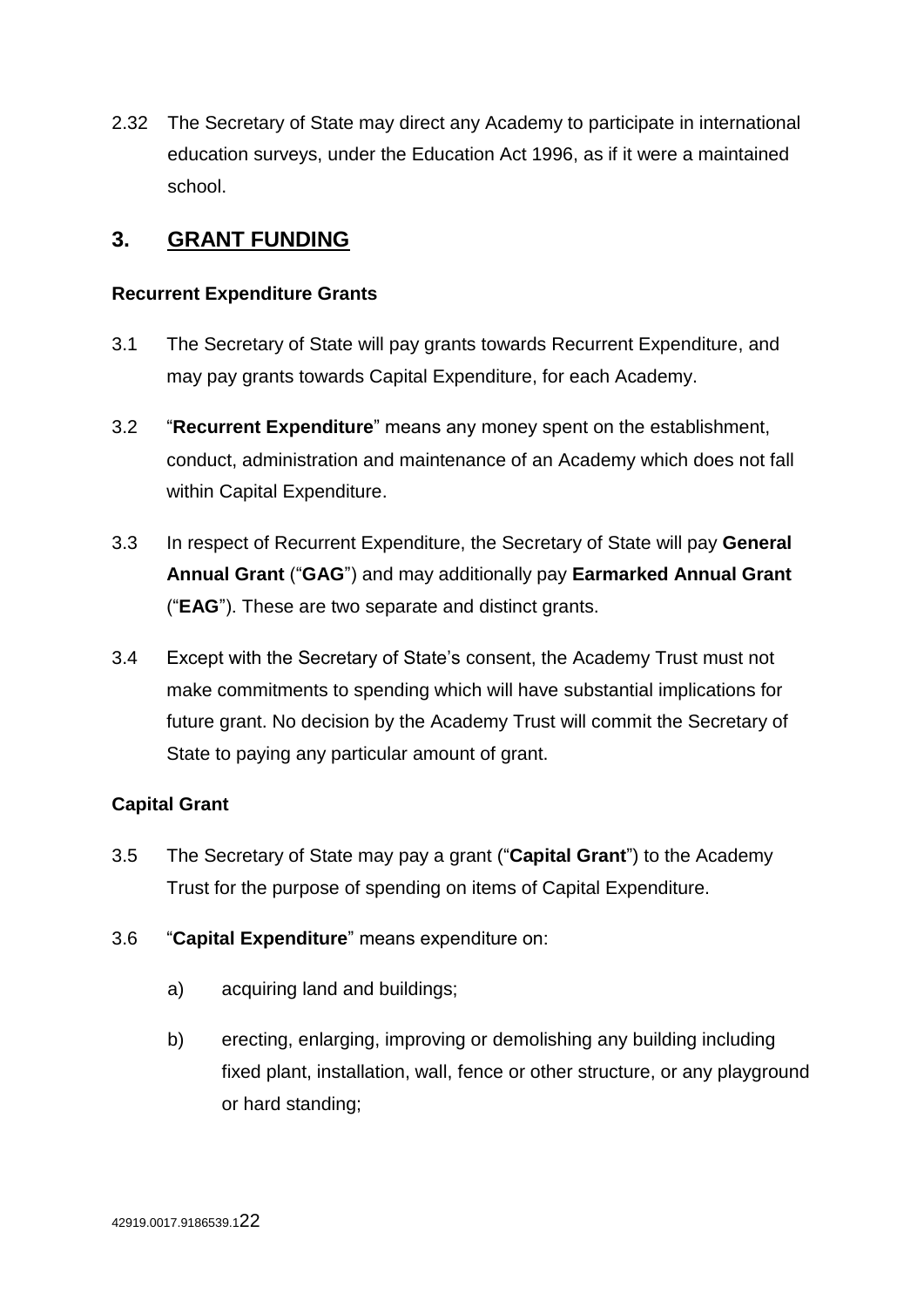2.32 The Secretary of State may direct any Academy to participate in international education surveys, under the Education Act 1996, as if it were a maintained school.

## 3. GRANT FUNDING

**Recurrent Expenditure Grants**

3.1 The Secretary of State will pay grants towards Recurrent Expenditure, and may pay grants towards Capital Expenditure, for each Academy.

3.2 "**Recurrent Expenditure**" means any money spent on the establishment, conduct, administration and maintenance of an Academy which does not fall within Capital Expenditure.

3.3 In respect of Recurrent Expenditure, the Secretary of State will pay **General Annual Grant** ("**GAG**") and may additionally pay **Earmarked Annual Grant** ("**EAG**"). These are two separate and distinct grants.

3.4 Except with the Secretary of State's consent, the Academy Trust must not make commitments to spending which will have substantial implications for future grant. No decision by the Academy Trust will commit the Secretary of State to paying any particular amount of grant.

**Capital Grant**

3.5 The Secretary of State may pay a grant ("**Capital Grant**") to the Academy Trust for the purpose of spending on items of Capital Expenditure.

3.6 "**Capital Expenditure**" means expenditure on:

a) acquiring land and buildings;

b) erecting, enlarging, improving or demolishing any building including fixed plant, installation, wall, fence or other structure, or any playground or hard standing;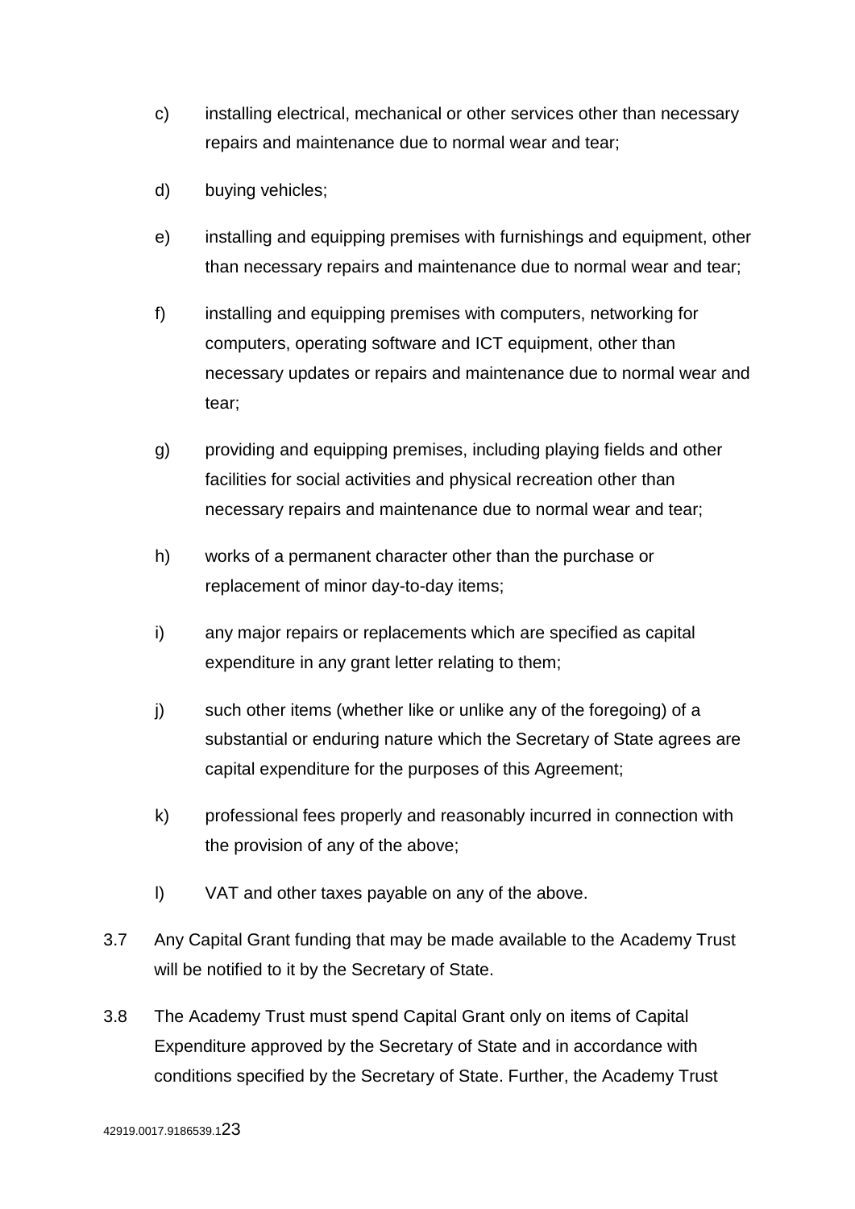c) installing electrical, mechanical or other services other than necessary repairs and maintenance due to normal wear and tear;

d) buying vehicles;

e) installing and equipping premises with furnishings and equipment, other than necessary repairs and maintenance due to normal wear and tear;

f) installing and equipping premises with computers, networking for computers, operating software and ICT equipment, other than necessary updates or repairs and maintenance due to normal wear and tear;

g) providing and equipping premises, including playing fields and other facilities for social activities and physical recreation other than necessary repairs and maintenance due to normal wear and tear;

h) works of a permanent character other than the purchase or replacement of minor day-to-day items;

i) any major repairs or replacements which are specified as capital expenditure in any grant letter relating to them;

j) such other items (whether like or unlike any of the foregoing) of a substantial or enduring nature which the Secretary of State agrees are capital expenditure for the purposes of this Agreement;

k) professional fees properly and reasonably incurred in connection with the provision of any of the above;

l) VAT and other taxes payable on any of the above.

3.7 Any Capital Grant funding that may be made available to the Academy Trust will be notified to it by the Secretary of State.

3.8 The Academy Trust must spend Capital Grant only on items of Capital Expenditure approved by the Secretary of State and in accordance with conditions specified by the Secretary of State. Further, the Academy Trust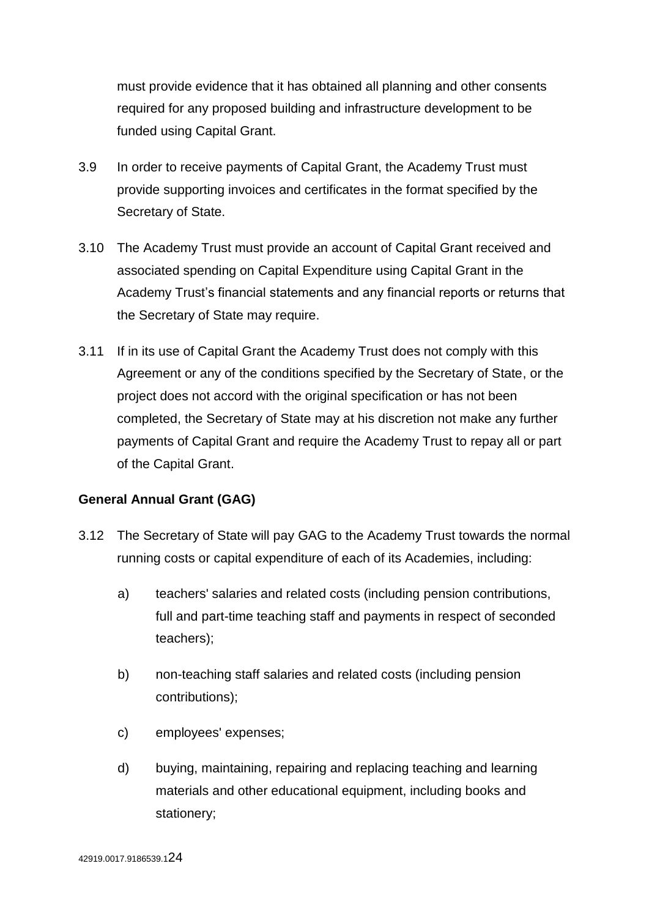must provide evidence that it has obtained all planning and other consents required for any proposed building and infrastructure development to be funded using Capital Grant.

3.9 In order to receive payments of Capital Grant, the Academy Trust must provide supporting invoices and certificates in the format specified by the Secretary of State.

3.10 The Academy Trust must provide an account of Capital Grant received and associated spending on Capital Expenditure using Capital Grant in the Academy Trust's financial statements and any financial reports or returns that the Secretary of State may require.

3.11 If in its use of Capital Grant the Academy Trust does not comply with this Agreement or any of the conditions specified by the Secretary of State, or the project does not accord with the original specification or has not been completed, the Secretary of State may at his discretion not make any further payments of Capital Grant and require the Academy Trust to repay all or part of the Capital Grant.

**General Annual Grant (GAG)**

3.12 The Secretary of State will pay GAG to the Academy Trust towards the normal running costs or capital expenditure of each of its Academies, including:

a) teachers' salaries and related costs (including pension contributions, full and part-time teaching staff and payments in respect of seconded teachers);

b) non-teaching staff salaries and related costs (including pension contributions);

c) employees' expenses;

d) buying, maintaining, repairing and replacing teaching and learning materials and other educational equipment, including books and stationery;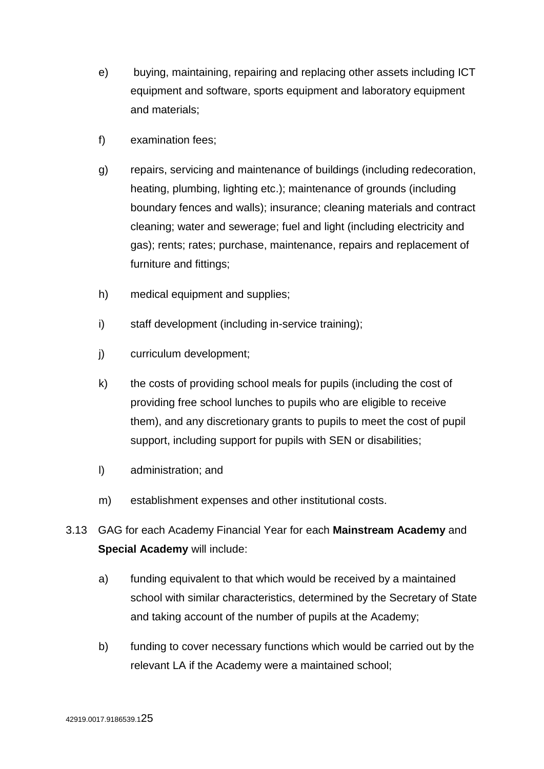e) buying, maintaining, repairing and replacing other assets including ICT equipment and software, sports equipment and laboratory equipment and materials;

f) examination fees;

g) repairs, servicing and maintenance of buildings (including redecoration, heating, plumbing, lighting etc.); maintenance of grounds (including boundary fences and walls); insurance; cleaning materials and contract cleaning; water and sewerage; fuel and light (including electricity and gas); rents; rates; purchase, maintenance, repairs and replacement of furniture and fittings;

h) medical equipment and supplies;

i) staff development (including in-service training);

j) curriculum development;

k) the costs of providing school meals for pupils (including the cost of providing free school lunches to pupils who are eligible to receive them), and any discretionary grants to pupils to meet the cost of pupil support, including support for pupils with SEN or disabilities;

l) administration; and

m) establishment expenses and other institutional costs.

3.13 GAG for each Academy Financial Year for each **Mainstream Academy** and **Special Academy** will include:

a) funding equivalent to that which would be received by a maintained school with similar characteristics, determined by the Secretary of State and taking account of the number of pupils at the Academy;

b) funding to cover necessary functions which would be carried out by the relevant LA if the Academy were a maintained school;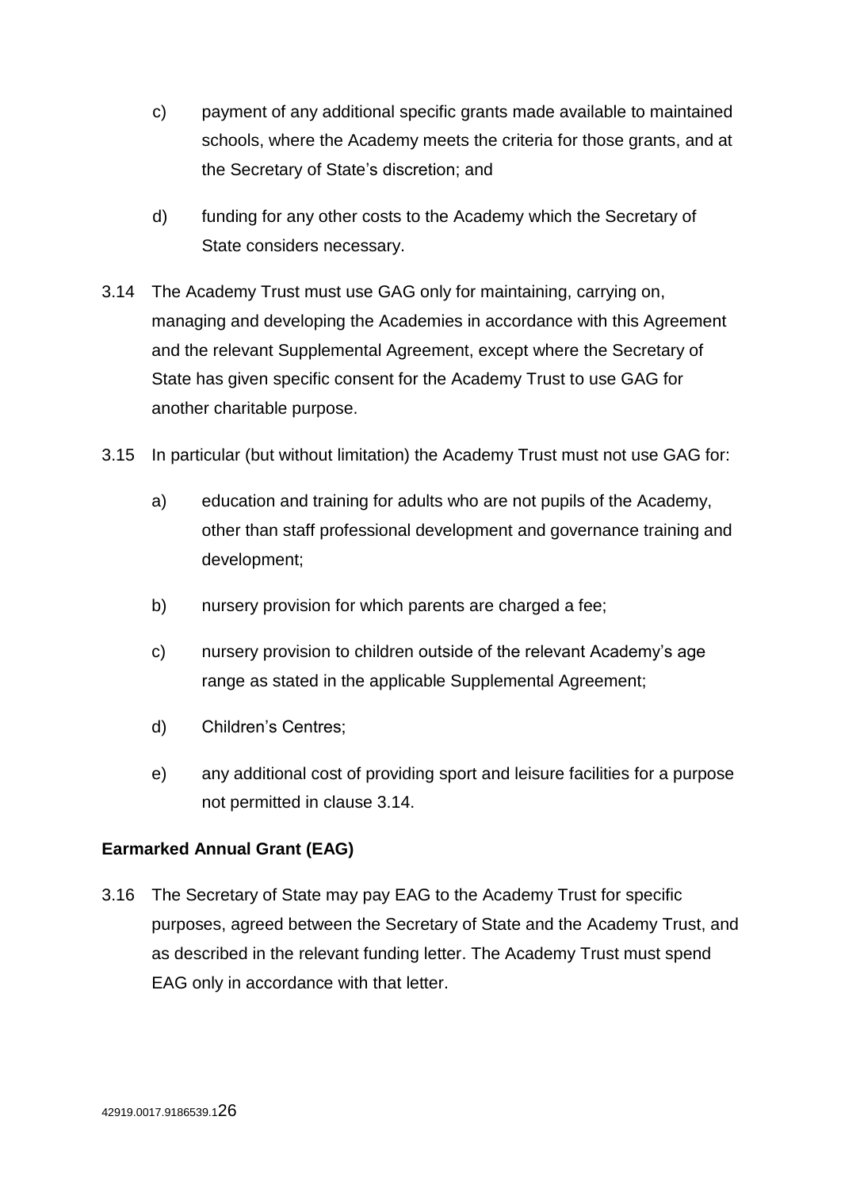c) payment of any additional specific grants made available to maintained schools, where the Academy meets the criteria for those grants, and at the Secretary of State's discretion; and

d) funding for any other costs to the Academy which the Secretary of State considers necessary.

3.14 The Academy Trust must use GAG only for maintaining, carrying on, managing and developing the Academies in accordance with this Agreement and the relevant Supplemental Agreement, except where the Secretary of State has given specific consent for the Academy Trust to use GAG for another charitable purpose.

3.15 In particular (but without limitation) the Academy Trust must not use GAG for:

a) education and training for adults who are not pupils of the Academy, other than staff professional development and governance training and development;

b) nursery provision for which parents are charged a fee;

c) nursery provision to children outside of the relevant Academy's age range as stated in the applicable Supplemental Agreement;

d) Children's Centres;

e) any additional cost of providing sport and leisure facilities for a purpose not permitted in clause 3.14.

**Earmarked Annual Grant (EAG)**

3.16 The Secretary of State may pay EAG to the Academy Trust for specific purposes, agreed between the Secretary of State and the Academy Trust, and as described in the relevant funding letter. The Academy Trust must spend EAG only in accordance with that letter.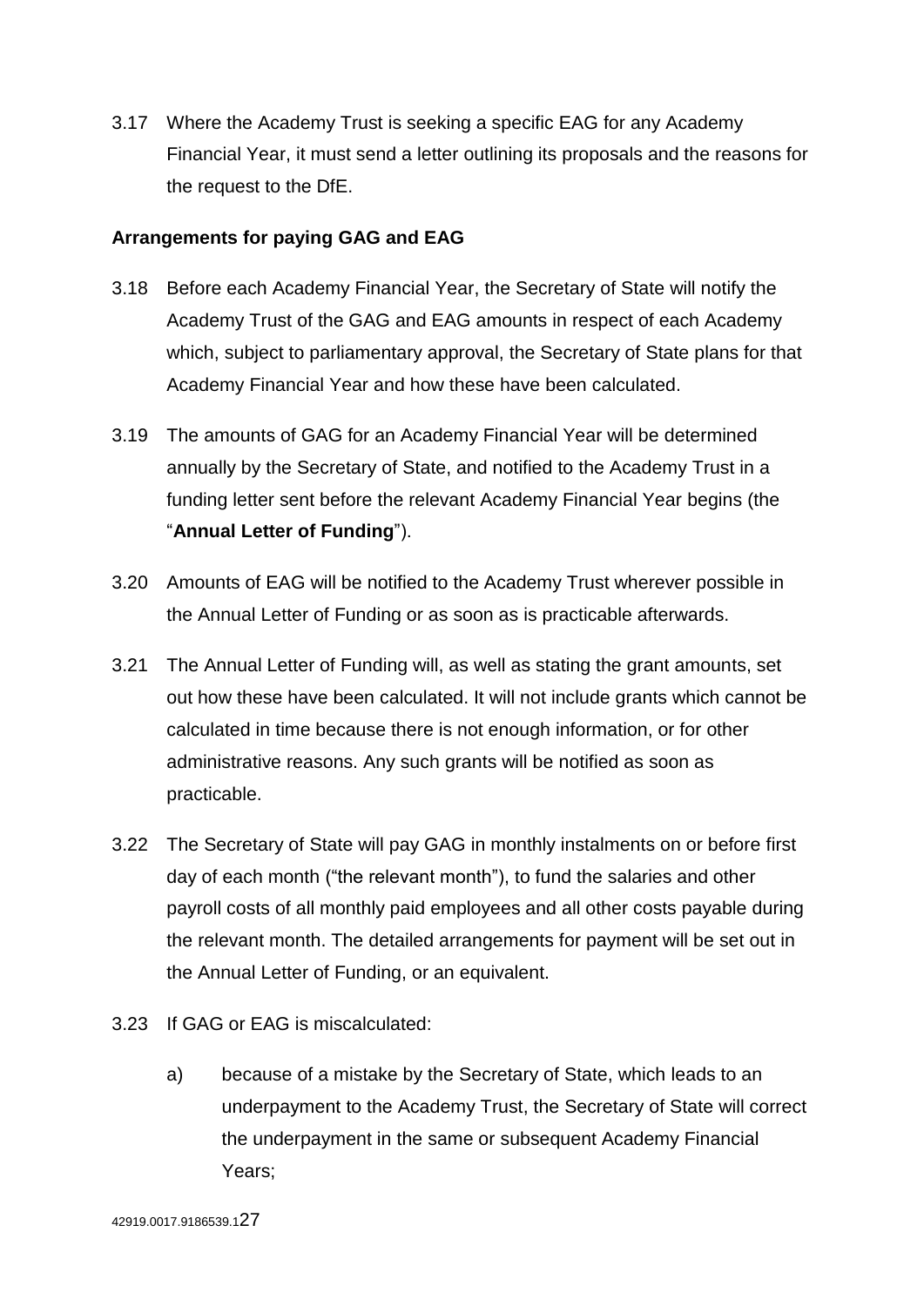3.17 Where the Academy Trust is seeking a specific EAG for any Academy Financial Year, it must send a letter outlining its proposals and the reasons for the request to the DfE.

**Arrangements for paying GAG and EAG**

3.18 Before each Academy Financial Year, the Secretary of State will notify the Academy Trust of the GAG and EAG amounts in respect of each Academy which, subject to parliamentary approval, the Secretary of State plans for that Academy Financial Year and how these have been calculated.

3.19 The amounts of GAG for an Academy Financial Year will be determined annually by the Secretary of State, and notified to the Academy Trust in a funding letter sent before the relevant Academy Financial Year begins (the "**Annual Letter of Funding**").

3.20 Amounts of EAG will be notified to the Academy Trust wherever possible in the Annual Letter of Funding or as soon as is practicable afterwards.

3.21 The Annual Letter of Funding will, as well as stating the grant amounts, set out how these have been calculated. It will not include grants which cannot be calculated in time because there is not enough information, or for other administrative reasons. Any such grants will be notified as soon as practicable.

3.22 The Secretary of State will pay GAG in monthly instalments on or before first day of each month ("the relevant month"), to fund the salaries and other payroll costs of all monthly paid employees and all other costs payable during the relevant month. The detailed arrangements for payment will be set out in the Annual Letter of Funding, or an equivalent.

3.23 If GAG or EAG is miscalculated:

a) because of a mistake by the Secretary of State, which leads to an underpayment to the Academy Trust, the Secretary of State will correct the underpayment in the same or subsequent Academy Financial Years;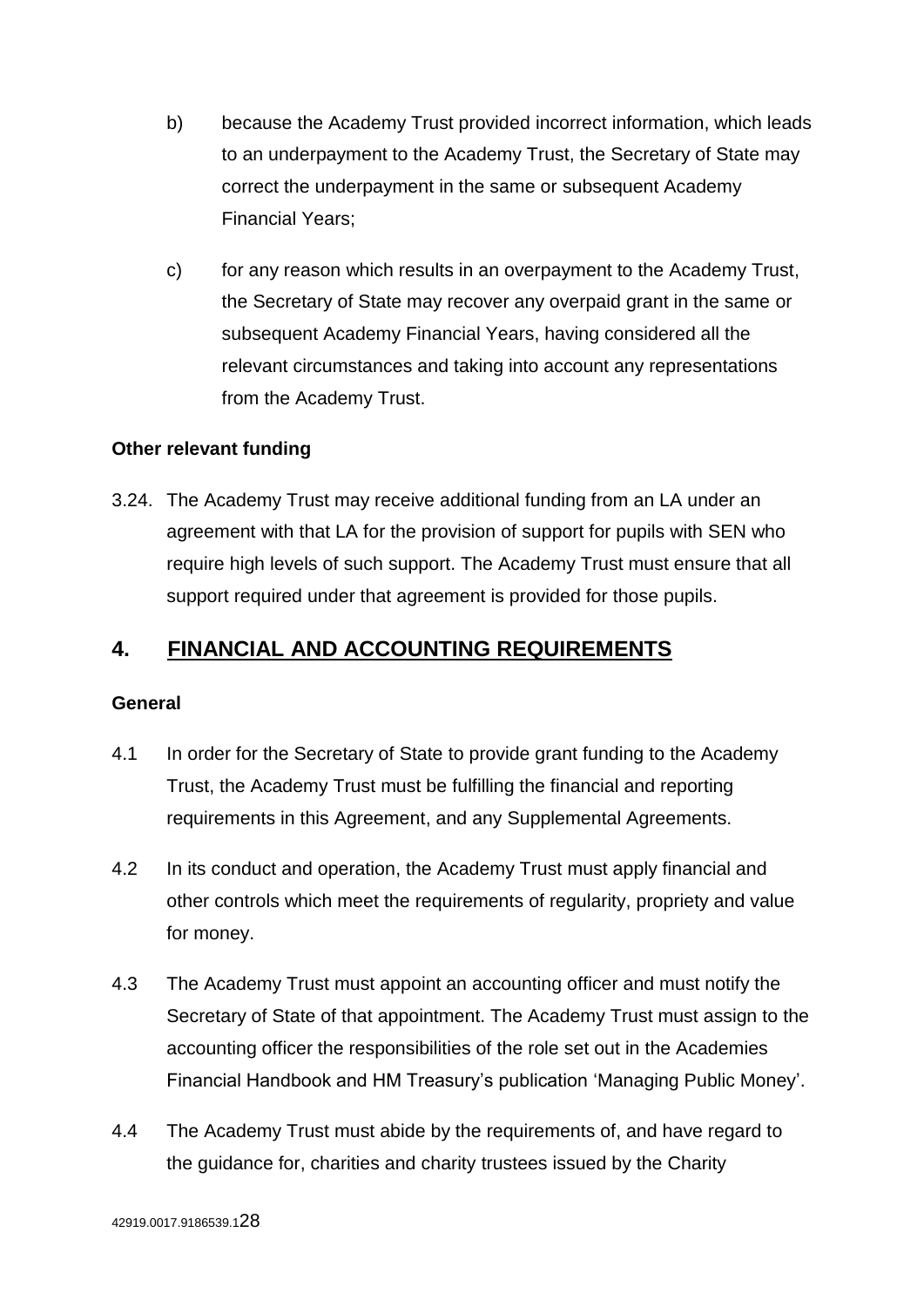b) because the Academy Trust provided incorrect information, which leads to an underpayment to the Academy Trust, the Secretary of State may correct the underpayment in the same or subsequent Academy Financial Years;

c) for any reason which results in an overpayment to the Academy Trust, the Secretary of State may recover any overpaid grant in the same or subsequent Academy Financial Years, having considered all the relevant circumstances and taking into account any representations from the Academy Trust.

**Other relevant funding**

3.24. The Academy Trust may receive additional funding from an LA under an agreement with that LA for the provision of support for pupils with SEN who require high levels of such support. The Academy Trust must ensure that all support required under that agreement is provided for those pupils.

## 4. FINANCIAL AND ACCOUNTING REQUIREMENTS

**General**

4.1 In order for the Secretary of State to provide grant funding to the Academy Trust, the Academy Trust must be fulfilling the financial and reporting requirements in this Agreement, and any Supplemental Agreements.

4.2 In its conduct and operation, the Academy Trust must apply financial and other controls which meet the requirements of regularity, propriety and value for money.

4.3 The Academy Trust must appoint an accounting officer and must notify the Secretary of State of that appointment. The Academy Trust must assign to the accounting officer the responsibilities of the role set out in the Academies Financial Handbook and HM Treasury's publication 'Managing Public Money'.

4.4 The Academy Trust must abide by the requirements of, and have regard to the guidance for, charities and charity trustees issued by the Charity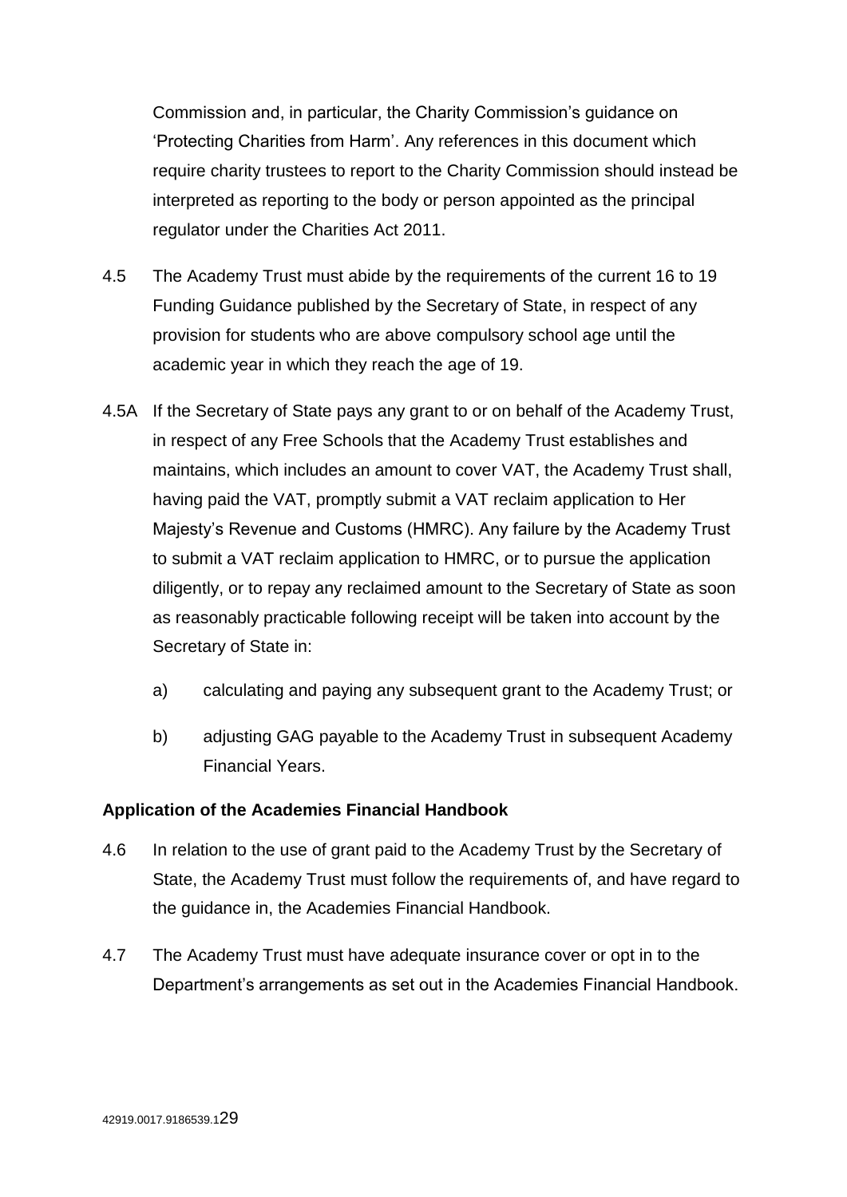Commission and, in particular, the Charity Commission's guidance on 'Protecting Charities from Harm'. Any references in this document which require charity trustees to report to the Charity Commission should instead be interpreted as reporting to the body or person appointed as the principal regulator under the Charities Act 2011.

4.5 The Academy Trust must abide by the requirements of the current 16 to 19 Funding Guidance published by the Secretary of State, in respect of any provision for students who are above compulsory school age until the academic year in which they reach the age of 19.

4.5A If the Secretary of State pays any grant to or on behalf of the Academy Trust, in respect of any Free Schools that the Academy Trust establishes and maintains, which includes an amount to cover VAT, the Academy Trust shall, having paid the VAT, promptly submit a VAT reclaim application to Her Majesty's Revenue and Customs (HMRC). Any failure by the Academy Trust to submit a VAT reclaim application to HMRC, or to pursue the application diligently, or to repay any reclaimed amount to the Secretary of State as soon as reasonably practicable following receipt will be taken into account by the Secretary of State in:

a) calculating and paying any subsequent grant to the Academy Trust; or

b) adjusting GAG payable to the Academy Trust in subsequent Academy Financial Years.

**Application of the Academies Financial Handbook**

4.6 In relation to the use of grant paid to the Academy Trust by the Secretary of State, the Academy Trust must follow the requirements of, and have regard to the guidance in, the Academies Financial Handbook.

4.7 The Academy Trust must have adequate insurance cover or opt in to the Department's arrangements as set out in the Academies Financial Handbook.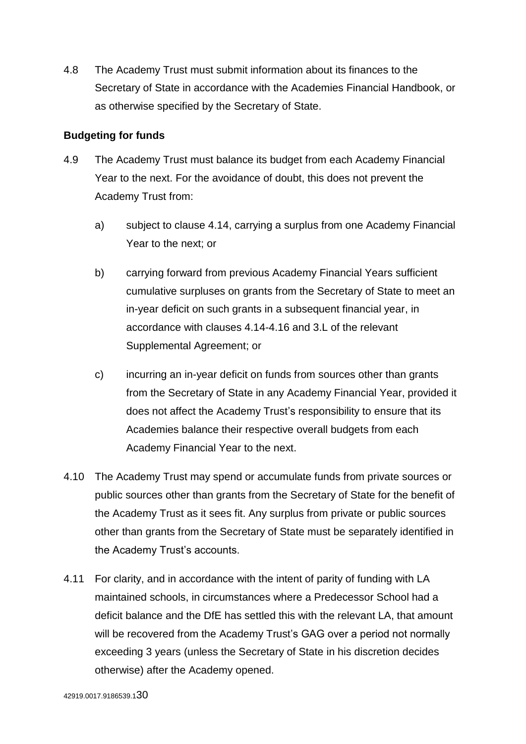4.8 The Academy Trust must submit information about its finances to the Secretary of State in accordance with the Academies Financial Handbook, or as otherwise specified by the Secretary of State.

**Budgeting for funds**

4.9 The Academy Trust must balance its budget from each Academy Financial Year to the next. For the avoidance of doubt, this does not prevent the Academy Trust from:

a) subject to clause 4.14, carrying a surplus from one Academy Financial Year to the next; or

b) carrying forward from previous Academy Financial Years sufficient cumulative surpluses on grants from the Secretary of State to meet an in-year deficit on such grants in a subsequent financial year, in accordance with clauses 4.14-4.16 and 3.L of the relevant Supplemental Agreement; or

c) incurring an in-year deficit on funds from sources other than grants from the Secretary of State in any Academy Financial Year, provided it does not affect the Academy Trust's responsibility to ensure that its Academies balance their respective overall budgets from each Academy Financial Year to the next.

4.10 The Academy Trust may spend or accumulate funds from private sources or public sources other than grants from the Secretary of State for the benefit of the Academy Trust as it sees fit. Any surplus from private or public sources other than grants from the Secretary of State must be separately identified in the Academy Trust's accounts.

4.11 For clarity, and in accordance with the intent of parity of funding with LA maintained schools, in circumstances where a Predecessor School had a deficit balance and the DfE has settled this with the relevant LA, that amount will be recovered from the Academy Trust's GAG over a period not normally exceeding 3 years (unless the Secretary of State in his discretion decides otherwise) after the Academy opened.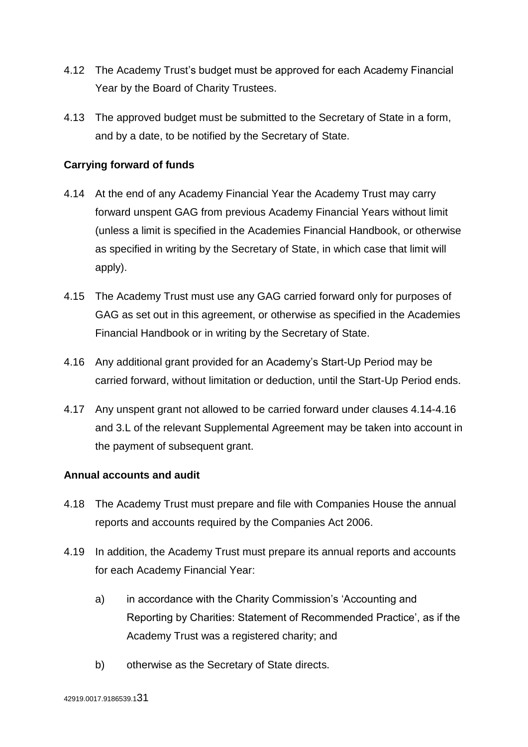4.12 The Academy Trust's budget must be approved for each Academy Financial Year by the Board of Charity Trustees.

4.13 The approved budget must be submitted to the Secretary of State in a form, and by a date, to be notified by the Secretary of State.

**Carrying forward of funds**

4.14 At the end of any Academy Financial Year the Academy Trust may carry forward unspent GAG from previous Academy Financial Years without limit (unless a limit is specified in the Academies Financial Handbook, or otherwise as specified in writing by the Secretary of State, in which case that limit will apply).

4.15 The Academy Trust must use any GAG carried forward only for purposes of GAG as set out in this agreement, or otherwise as specified in the Academies Financial Handbook or in writing by the Secretary of State.

4.16 Any additional grant provided for an Academy's Start-Up Period may be carried forward, without limitation or deduction, until the Start-Up Period ends.

4.17 Any unspent grant not allowed to be carried forward under clauses 4.14-4.16 and 3.L of the relevant Supplemental Agreement may be taken into account in the payment of subsequent grant.

**Annual accounts and audit**

4.18 The Academy Trust must prepare and file with Companies House the annual reports and accounts required by the Companies Act 2006.

4.19 In addition, the Academy Trust must prepare its annual reports and accounts for each Academy Financial Year:

a) in accordance with the Charity Commission's 'Accounting and Reporting by Charities: Statement of Recommended Practice', as if the Academy Trust was a registered charity; and

b) otherwise as the Secretary of State directs.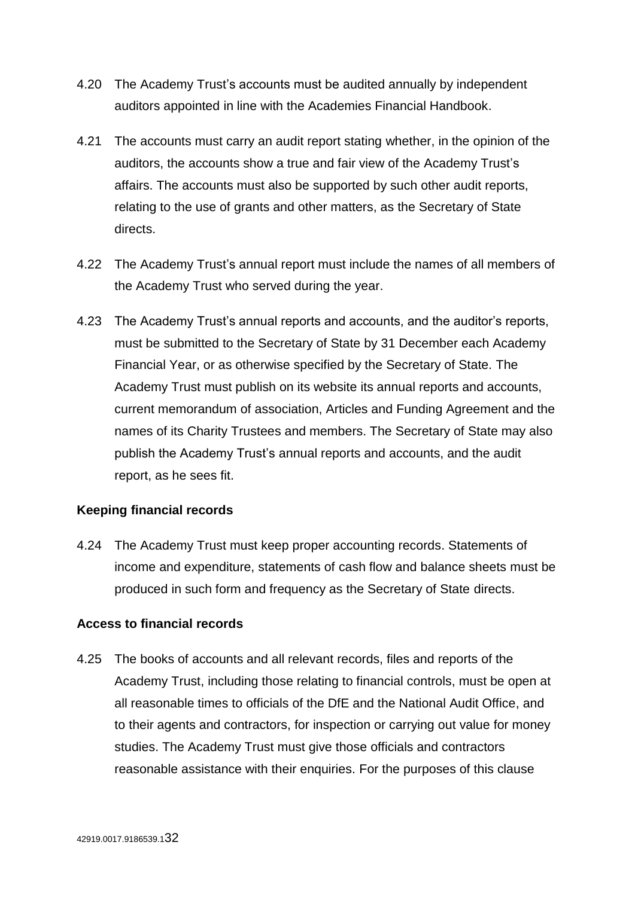4.20 The Academy Trust's accounts must be audited annually by independent auditors appointed in line with the Academies Financial Handbook.

4.21 The accounts must carry an audit report stating whether, in the opinion of the auditors, the accounts show a true and fair view of the Academy Trust's affairs. The accounts must also be supported by such other audit reports, relating to the use of grants and other matters, as the Secretary of State directs.

4.22 The Academy Trust's annual report must include the names of all members of the Academy Trust who served during the year.

4.23 The Academy Trust's annual reports and accounts, and the auditor's reports, must be submitted to the Secretary of State by 31 December each Academy Financial Year, or as otherwise specified by the Secretary of State. The Academy Trust must publish on its website its annual reports and accounts, current memorandum of association, Articles and Funding Agreement and the names of its Charity Trustees and members. The Secretary of State may also publish the Academy Trust's annual reports and accounts, and the audit report, as he sees fit.

**Keeping financial records**

4.24 The Academy Trust must keep proper accounting records. Statements of income and expenditure, statements of cash flow and balance sheets must be produced in such form and frequency as the Secretary of State directs.

**Access to financial records**

4.25 The books of accounts and all relevant records, files and reports of the Academy Trust, including those relating to financial controls, must be open at all reasonable times to officials of the DfE and the National Audit Office, and to their agents and contractors, for inspection or carrying out value for money studies. The Academy Trust must give those officials and contractors reasonable assistance with their enquiries. For the purposes of this clause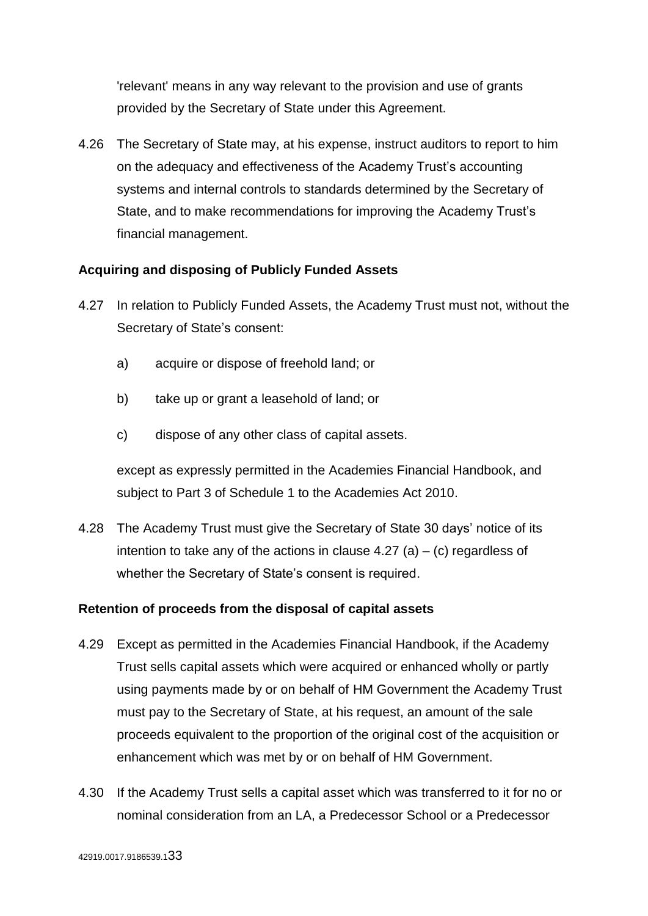'relevant' means in any way relevant to the provision and use of grants provided by the Secretary of State under this Agreement.

4.26 The Secretary of State may, at his expense, instruct auditors to report to him on the adequacy and effectiveness of the Academy Trust's accounting systems and internal controls to standards determined by the Secretary of State, and to make recommendations for improving the Academy Trust's financial management.

**Acquiring and disposing of Publicly Funded Assets**

4.27 In relation to Publicly Funded Assets, the Academy Trust must not, without the Secretary of State's consent:

a) acquire or dispose of freehold land; or

b) take up or grant a leasehold of land; or

c) dispose of any other class of capital assets.

except as expressly permitted in the Academies Financial Handbook, and subject to Part 3 of Schedule 1 to the Academies Act 2010.

4.28 The Academy Trust must give the Secretary of State 30 days' notice of its intention to take any of the actions in clause 4.27 (a) – (c) regardless of whether the Secretary of State's consent is required.

**Retention of proceeds from the disposal of capital assets**

4.29 Except as permitted in the Academies Financial Handbook, if the Academy Trust sells capital assets which were acquired or enhanced wholly or partly using payments made by or on behalf of HM Government the Academy Trust must pay to the Secretary of State, at his request, an amount of the sale proceeds equivalent to the proportion of the original cost of the acquisition or enhancement which was met by or on behalf of HM Government.

4.30 If the Academy Trust sells a capital asset which was transferred to it for no or nominal consideration from an LA, a Predecessor School or a Predecessor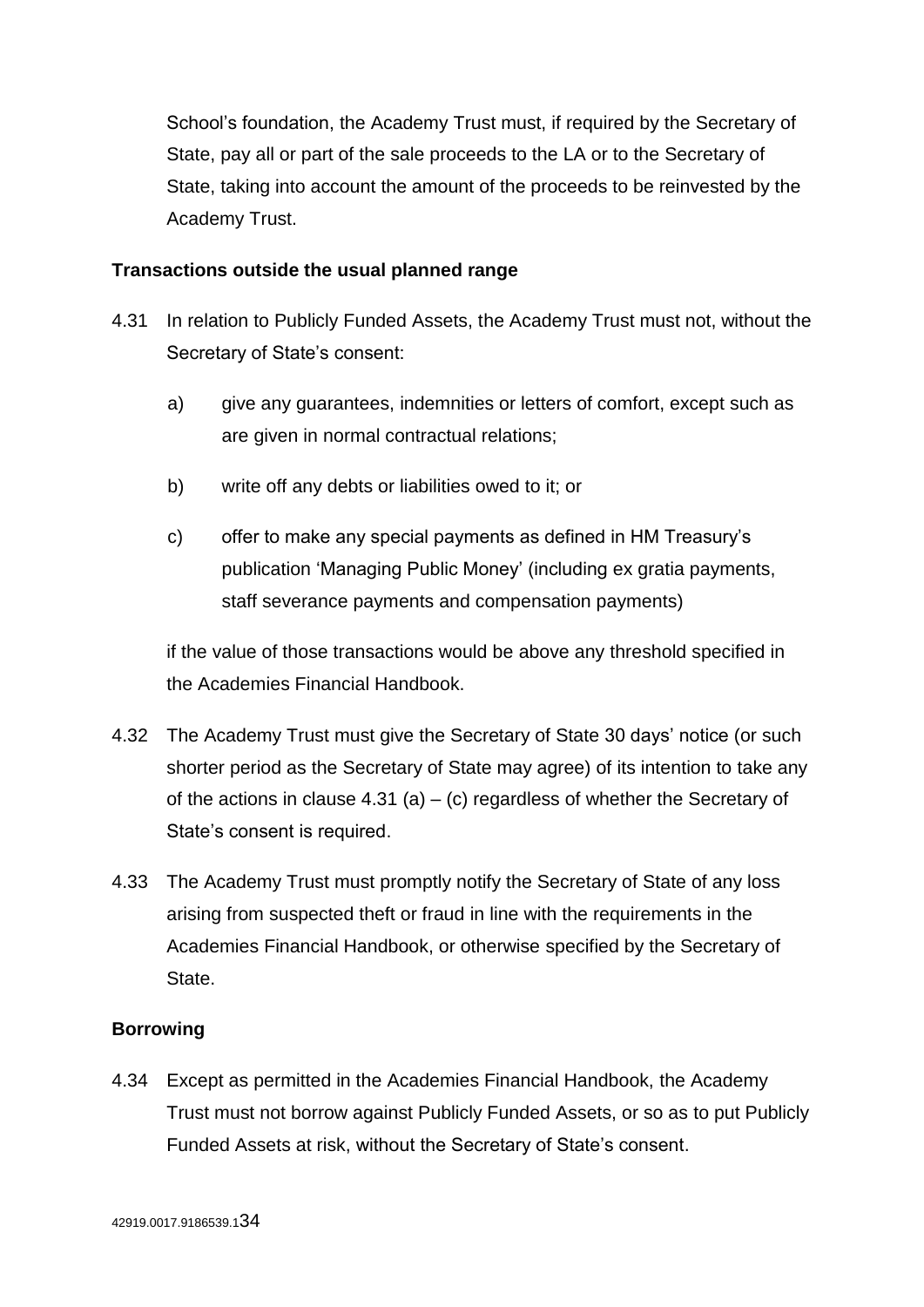School's foundation, the Academy Trust must, if required by the Secretary of State, pay all or part of the sale proceeds to the LA or to the Secretary of State, taking into account the amount of the proceeds to be reinvested by the Academy Trust.

**Transactions outside the usual planned range**

4.31 In relation to Publicly Funded Assets, the Academy Trust must not, without the Secretary of State's consent:

a) give any guarantees, indemnities or letters of comfort, except such as are given in normal contractual relations;

b) write off any debts or liabilities owed to it; or

c) offer to make any special payments as defined in HM Treasury's publication 'Managing Public Money' (including ex gratia payments, staff severance payments and compensation payments)

if the value of those transactions would be above any threshold specified in the Academies Financial Handbook.

4.32 The Academy Trust must give the Secretary of State 30 days' notice (or such shorter period as the Secretary of State may agree) of its intention to take any of the actions in clause 4.31 (a) – (c) regardless of whether the Secretary of State's consent is required.

4.33 The Academy Trust must promptly notify the Secretary of State of any loss arising from suspected theft or fraud in line with the requirements in the Academies Financial Handbook, or otherwise specified by the Secretary of State.

**Borrowing**

4.34 Except as permitted in the Academies Financial Handbook, the Academy Trust must not borrow against Publicly Funded Assets, or so as to put Publicly Funded Assets at risk, without the Secretary of State's consent.

42919.0017.9186539.1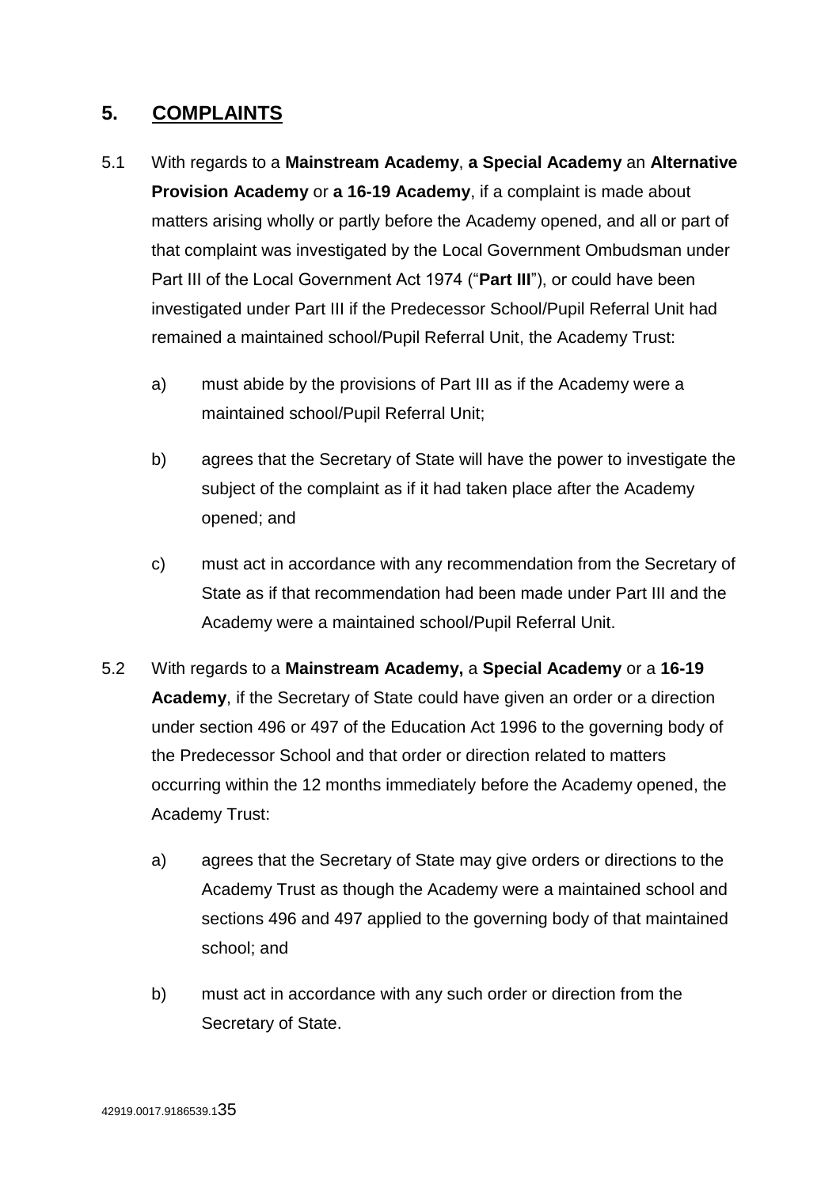## 5. COMPLAINTS

5.1 With regards to a **Mainstream Academy**, **a Special Academy** an **Alternative Provision Academy** or **a 16-19 Academy**, if a complaint is made about matters arising wholly or partly before the Academy opened, and all or part of that complaint was investigated by the Local Government Ombudsman under Part III of the Local Government Act 1974 ("**Part III**"), or could have been investigated under Part III if the Predecessor School/Pupil Referral Unit had remained a maintained school/Pupil Referral Unit, the Academy Trust:

a) must abide by the provisions of Part III as if the Academy were a maintained school/Pupil Referral Unit;

b) agrees that the Secretary of State will have the power to investigate the subject of the complaint as if it had taken place after the Academy opened; and

c) must act in accordance with any recommendation from the Secretary of State as if that recommendation had been made under Part III and the Academy were a maintained school/Pupil Referral Unit.

5.2 With regards to a **Mainstream Academy,** a **Special Academy** or a **16-19 Academy**, if the Secretary of State could have given an order or a direction under section 496 or 497 of the Education Act 1996 to the governing body of the Predecessor School and that order or direction related to matters occurring within the 12 months immediately before the Academy opened, the Academy Trust:

a) agrees that the Secretary of State may give orders or directions to the Academy Trust as though the Academy were a maintained school and sections 496 and 497 applied to the governing body of that maintained school; and

b) must act in accordance with any such order or direction from the Secretary of State.

42919.0017.9186539.1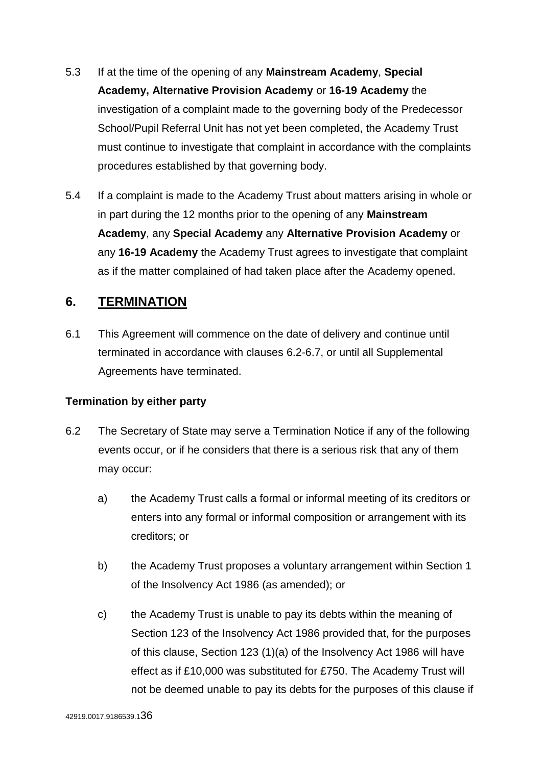5.3 If at the time of the opening of any **Mainstream Academy**, **Special Academy, Alternative Provision Academy** or **16-19 Academy** the investigation of a complaint made to the governing body of the Predecessor School/Pupil Referral Unit has not yet been completed, the Academy Trust must continue to investigate that complaint in accordance with the complaints procedures established by that governing body.

5.4 If a complaint is made to the Academy Trust about matters arising in whole or in part during the 12 months prior to the opening of any **Mainstream Academy**, any **Special Academy** any **Alternative Provision Academy** or any **16-19 Academy** the Academy Trust agrees to investigate that complaint as if the matter complained of had taken place after the Academy opened.

## 6. TERMINATION

6.1 This Agreement will commence on the date of delivery and continue until terminated in accordance with clauses 6.2-6.7, or until all Supplemental Agreements have terminated.

**Termination by either party**

6.2 The Secretary of State may serve a Termination Notice if any of the following events occur, or if he considers that there is a serious risk that any of them may occur:

a) the Academy Trust calls a formal or informal meeting of its creditors or enters into any formal or informal composition or arrangement with its creditors; or

b) the Academy Trust proposes a voluntary arrangement within Section 1 of the Insolvency Act 1986 (as amended); or

c) the Academy Trust is unable to pay its debts within the meaning of Section 123 of the Insolvency Act 1986 provided that, for the purposes of this clause, Section 123 (1)(a) of the Insolvency Act 1986 will have effect as if £10,000 was substituted for £750. The Academy Trust will not be deemed unable to pay its debts for the purposes of this clause if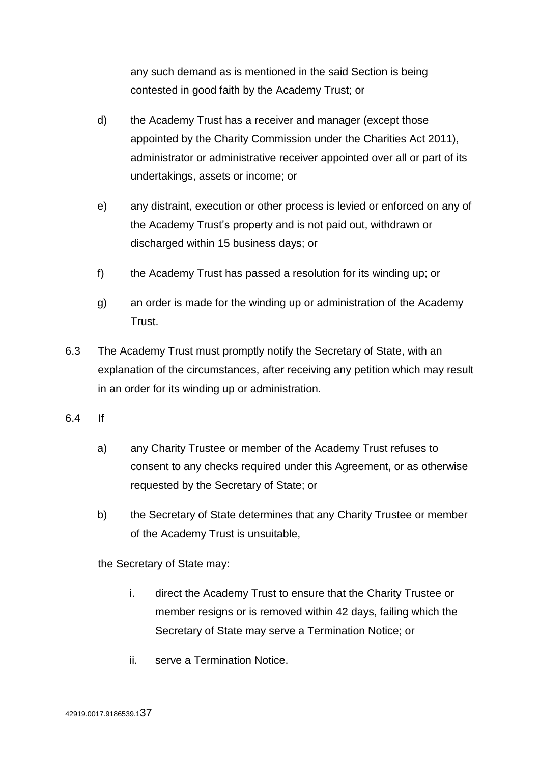any such demand as is mentioned in the said Section is being contested in good faith by the Academy Trust; or

d) the Academy Trust has a receiver and manager (except those appointed by the Charity Commission under the Charities Act 2011), administrator or administrative receiver appointed over all or part of its undertakings, assets or income; or

e) any distraint, execution or other process is levied or enforced on any of the Academy Trust's property and is not paid out, withdrawn or discharged within 15 business days; or

f) the Academy Trust has passed a resolution for its winding up; or

g) an order is made for the winding up or administration of the Academy Trust.

6.3 The Academy Trust must promptly notify the Secretary of State, with an explanation of the circumstances, after receiving any petition which may result in an order for its winding up or administration.

6.4 If

a) any Charity Trustee or member of the Academy Trust refuses to consent to any checks required under this Agreement, or as otherwise requested by the Secretary of State; or

b) the Secretary of State determines that any Charity Trustee or member of the Academy Trust is unsuitable,

the Secretary of State may:

i. direct the Academy Trust to ensure that the Charity Trustee or member resigns or is removed within 42 days, failing which the Secretary of State may serve a Termination Notice; or

ii. serve a Termination Notice.

42919.0017.9186539.1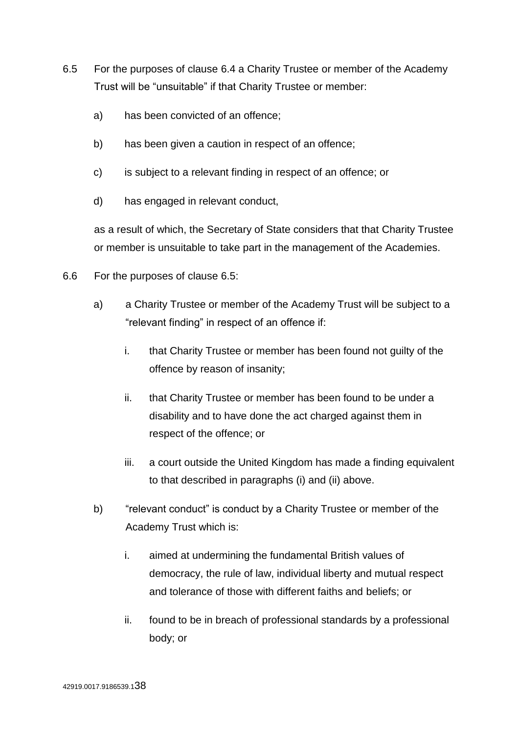6.5 For the purposes of clause 6.4 a Charity Trustee or member of the Academy Trust will be "unsuitable" if that Charity Trustee or member:

a) has been convicted of an offence;

b) has been given a caution in respect of an offence;

c) is subject to a relevant finding in respect of an offence; or

d) has engaged in relevant conduct,

as a result of which, the Secretary of State considers that that Charity Trustee or member is unsuitable to take part in the management of the Academies.

6.6 For the purposes of clause 6.5:

a) a Charity Trustee or member of the Academy Trust will be subject to a "relevant finding" in respect of an offence if:

   i. that Charity Trustee or member has been found not guilty of the offence by reason of insanity;

   ii. that Charity Trustee or member has been found to be under a disability and to have done the act charged against them in respect of the offence; or

   iii. a court outside the United Kingdom has made a finding equivalent to that described in paragraphs (i) and (ii) above.

b) "relevant conduct" is conduct by a Charity Trustee or member of the Academy Trust which is:

   i. aimed at undermining the fundamental British values of democracy, the rule of law, individual liberty and mutual respect and tolerance of those with different faiths and beliefs; or

   ii. found to be in breach of professional standards by a professional body; or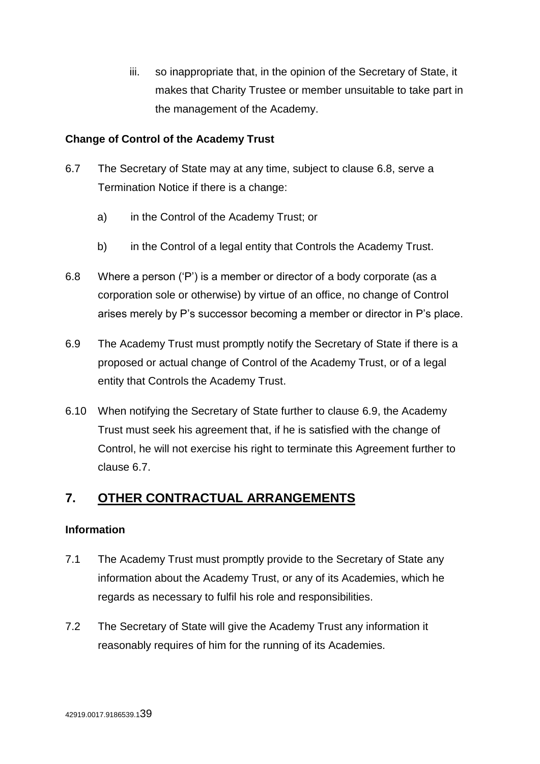iii. so inappropriate that, in the opinion of the Secretary of State, it makes that Charity Trustee or member unsuitable to take part in the management of the Academy.

**Change of Control of the Academy Trust**

6.7 The Secretary of State may at any time, subject to clause 6.8, serve a Termination Notice if there is a change:

a) in the Control of the Academy Trust; or

b) in the Control of a legal entity that Controls the Academy Trust.

6.8 Where a person ('P') is a member or director of a body corporate (as a corporation sole or otherwise) by virtue of an office, no change of Control arises merely by P's successor becoming a member or director in P's place.

6.9 The Academy Trust must promptly notify the Secretary of State if there is a proposed or actual change of Control of the Academy Trust, or of a legal entity that Controls the Academy Trust.

6.10 When notifying the Secretary of State further to clause 6.9, the Academy Trust must seek his agreement that, if he is satisfied with the change of Control, he will not exercise his right to terminate this Agreement further to clause 6.7.

## 7. OTHER CONTRACTUAL ARRANGEMENTS

**Information**

7.1 The Academy Trust must promptly provide to the Secretary of State any information about the Academy Trust, or any of its Academies, which he regards as necessary to fulfil his role and responsibilities.

7.2 The Secretary of State will give the Academy Trust any information it reasonably requires of him for the running of its Academies.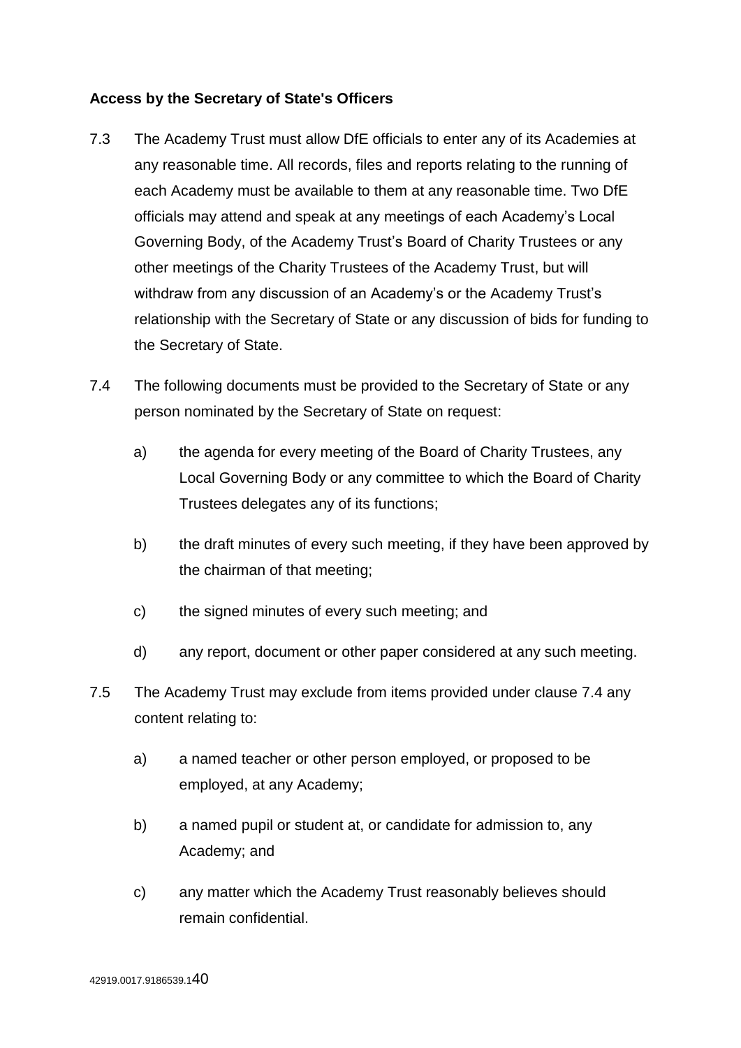**Access by the Secretary of State's Officers**

7.3 The Academy Trust must allow DfE officials to enter any of its Academies at any reasonable time. All records, files and reports relating to the running of each Academy must be available to them at any reasonable time. Two DfE officials may attend and speak at any meetings of each Academy's Local Governing Body, of the Academy Trust's Board of Charity Trustees or any other meetings of the Charity Trustees of the Academy Trust, but will withdraw from any discussion of an Academy's or the Academy Trust's relationship with the Secretary of State or any discussion of bids for funding to the Secretary of State.

7.4 The following documents must be provided to the Secretary of State or any person nominated by the Secretary of State on request:

a) the agenda for every meeting of the Board of Charity Trustees, any Local Governing Body or any committee to which the Board of Charity Trustees delegates any of its functions;

b) the draft minutes of every such meeting, if they have been approved by the chairman of that meeting;

c) the signed minutes of every such meeting; and

d) any report, document or other paper considered at any such meeting.

7.5 The Academy Trust may exclude from items provided under clause 7.4 any content relating to:

a) a named teacher or other person employed, or proposed to be employed, at any Academy;

b) a named pupil or student at, or candidate for admission to, any Academy; and

c) any matter which the Academy Trust reasonably believes should remain confidential.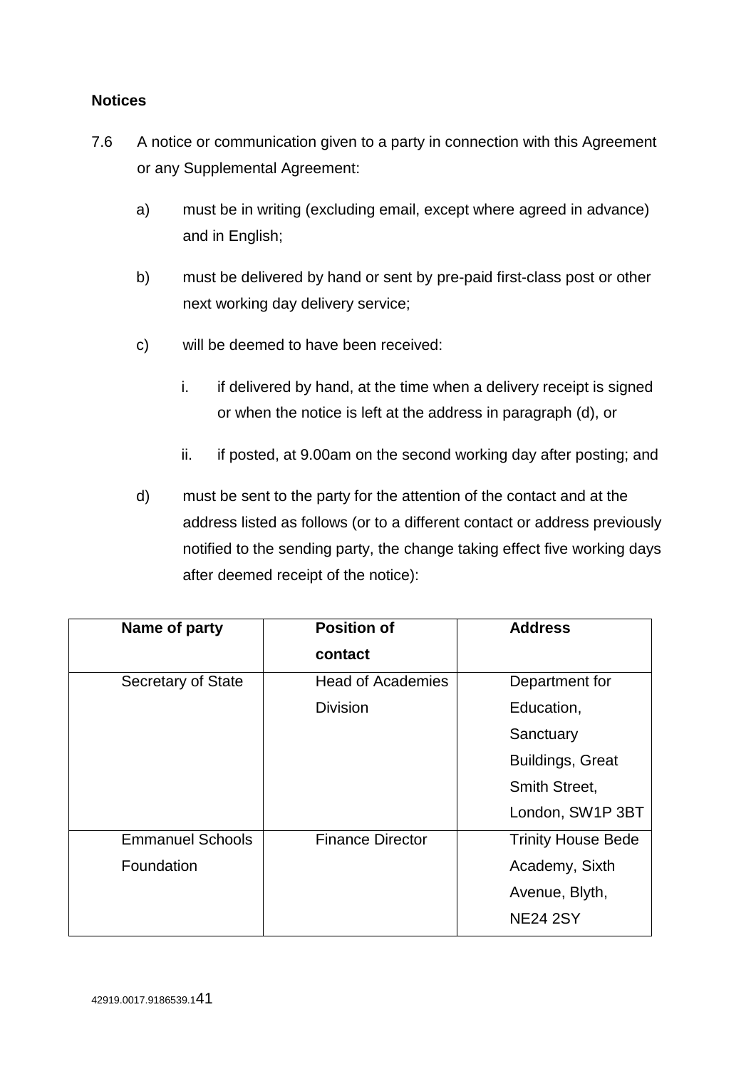**Notices**

7.6 A notice or communication given to a party in connection with this Agreement or any Supplemental Agreement:

a) must be in writing (excluding email, except where agreed in advance) and in English;

b) must be delivered by hand or sent by pre-paid first-class post or other next working day delivery service;

c) will be deemed to have been received:

   i. if delivered by hand, at the time when a delivery receipt is signed or when the notice is left at the address in paragraph (d), or

   ii. if posted, at 9.00am on the second working day after posting; and

d) must be sent to the party for the attention of the contact and at the address listed as follows (or to a different contact or address previously notified to the sending party, the change taking effect five working days after deemed receipt of the notice):

| Name of party | Position of contact | Address |
|---|---|---|
| Secretary of State | Head of Academies Division | Department for Education, Sanctuary Buildings, Great Smith Street, London, SW1P 3BT |
| Emmanuel Schools Foundation | Finance Director | Trinity House Bede Academy, Sixth Avenue, Blyth, NE24 2SY |

42919.0017.9186539.1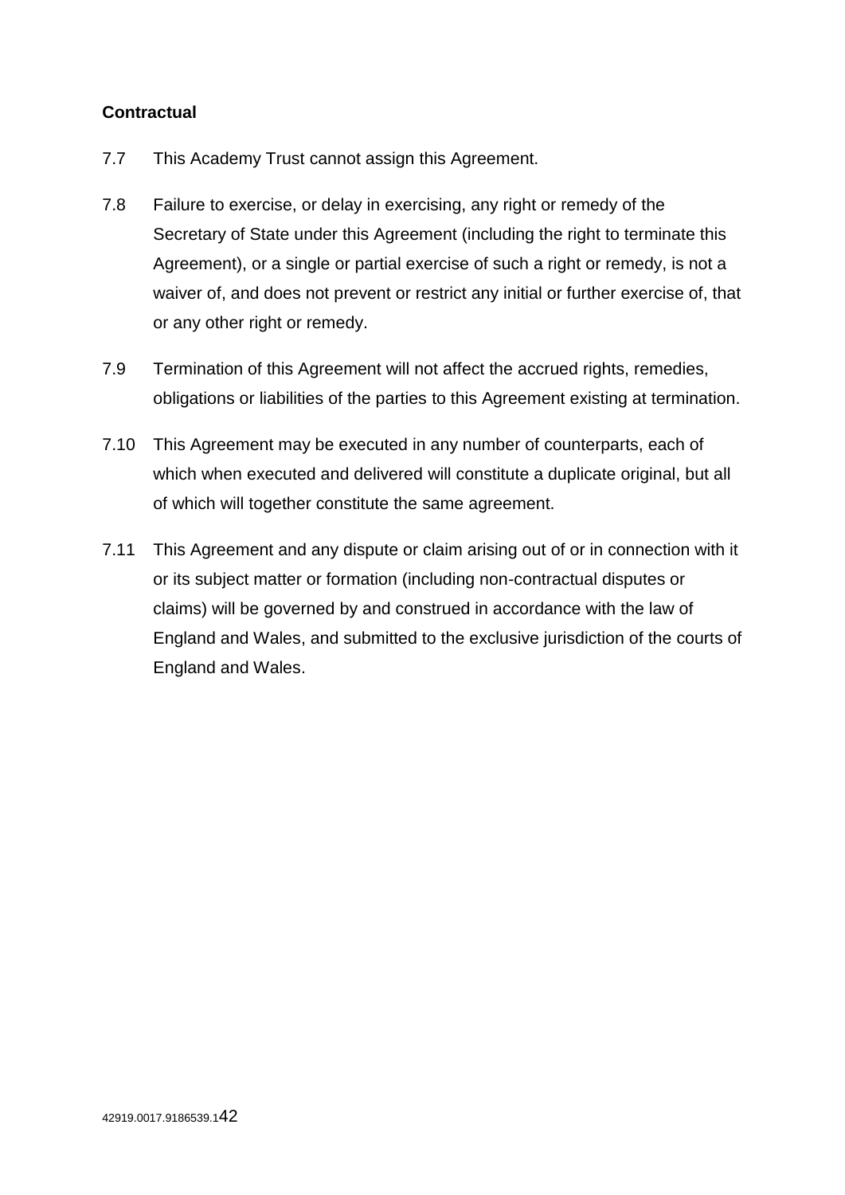**Contractual**

7.7 This Academy Trust cannot assign this Agreement.

7.8 Failure to exercise, or delay in exercising, any right or remedy of the Secretary of State under this Agreement (including the right to terminate this Agreement), or a single or partial exercise of such a right or remedy, is not a waiver of, and does not prevent or restrict any initial or further exercise of, that or any other right or remedy.

7.9 Termination of this Agreement will not affect the accrued rights, remedies, obligations or liabilities of the parties to this Agreement existing at termination.

7.10 This Agreement may be executed in any number of counterparts, each of which when executed and delivered will constitute a duplicate original, but all of which will together constitute the same agreement.

7.11 This Agreement and any dispute or claim arising out of or in connection with it or its subject matter or formation (including non-contractual disputes or claims) will be governed by and construed in accordance with the law of England and Wales, and submitted to the exclusive jurisdiction of the courts of England and Wales.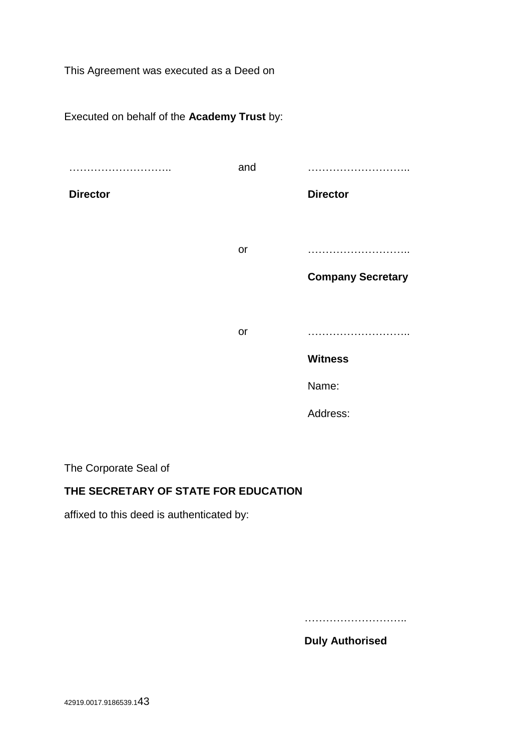This Agreement was executed as a Deed on

Executed on behalf of the **Academy Trust** by:

| | | |
|---|---|---|
| ……………………….. | and | ……………………….. |
| **Director** | | **Director** |
| | or | ……………………….. |
| | | **Company Secretary** |
| | or | ……………………….. |
| | | **Witness** |
| | | Name: |
| | | Address: |

The Corporate Seal of

**THE SECRETARY OF STATE FOR EDUCATION**

affixed to this deed is authenticated by:

………………………..

**Duly Authorised**

42919.0017.9186539.1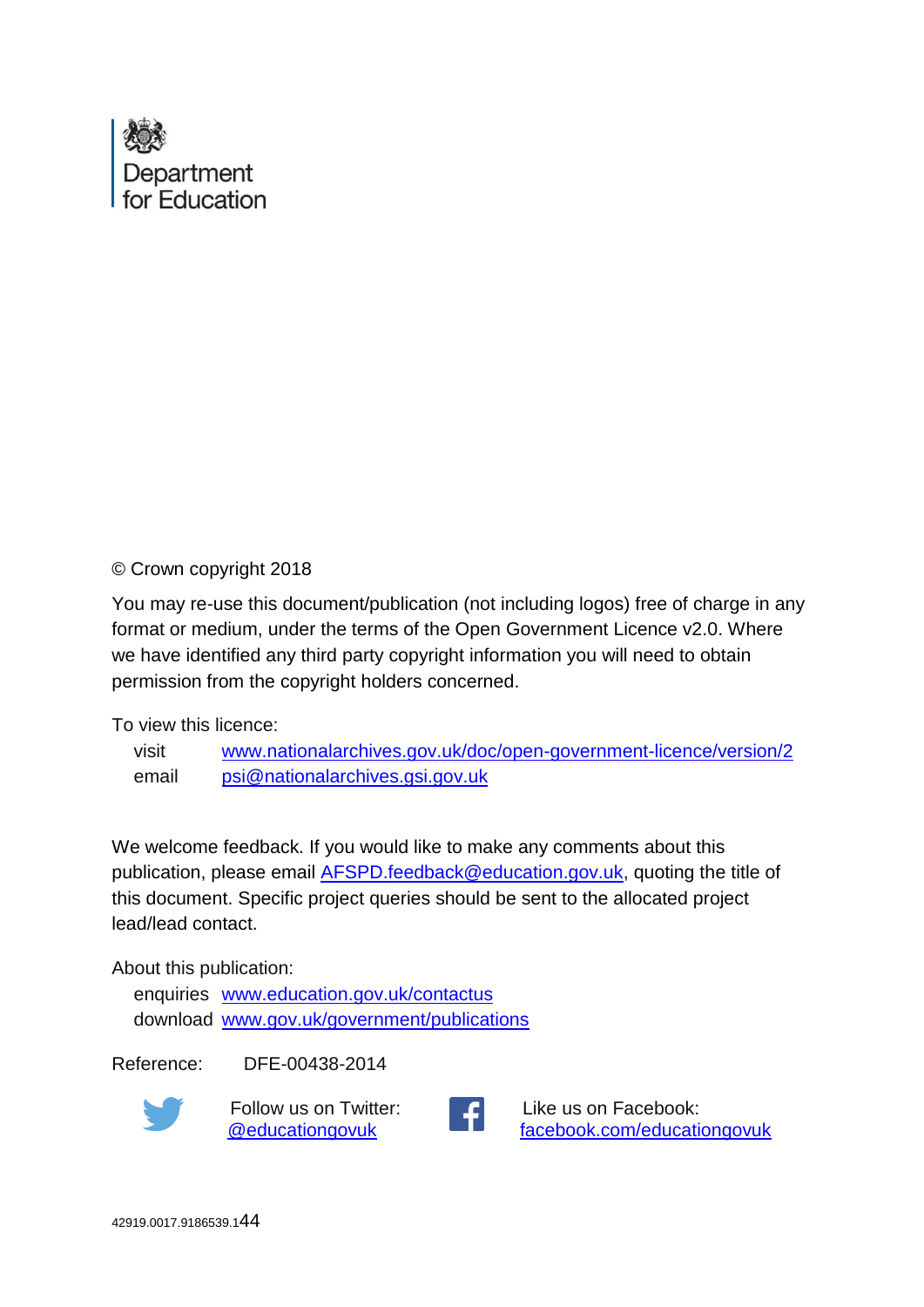Department for Education

© Crown copyright 2018

You may re-use this document/publication (not including logos) free of charge in any format or medium, under the terms of the Open Government Licence v2.0. Where we have identified any third party copyright information you will need to obtain permission from the copyright holders concerned.

To view this licence:

visit [www.nationalarchives.gov.uk/doc/open-government-licence/version/2](http://www.nationalarchives.gov.uk/doc/open-government-licence/version/2)
email [psi@nationalarchives.gsi.gov.uk](mailto:psi@nationalarchives.gsi.gov.uk)

We welcome feedback. If you would like to make any comments about this publication, please email [AFSPD.feedback@education.gov.uk](mailto:AFSPD.feedback@education.gov.uk), quoting the title of this document. Specific project queries should be sent to the allocated project lead/lead contact.

About this publication:

enquiries [www.education.gov.uk/contactus](http://www.education.gov.uk/contactus)
download [www.gov.uk/government/publications](http://www.gov.uk/government/publications)

Reference: DFE-00438-2014

Follow us on Twitter: [@educationgovuk](https://twitter.com/educationgovuk)

Like us on Facebook: [facebook.com/educationgovuk](https://facebook.com/educationgovuk)

42919.0017.9186539.1